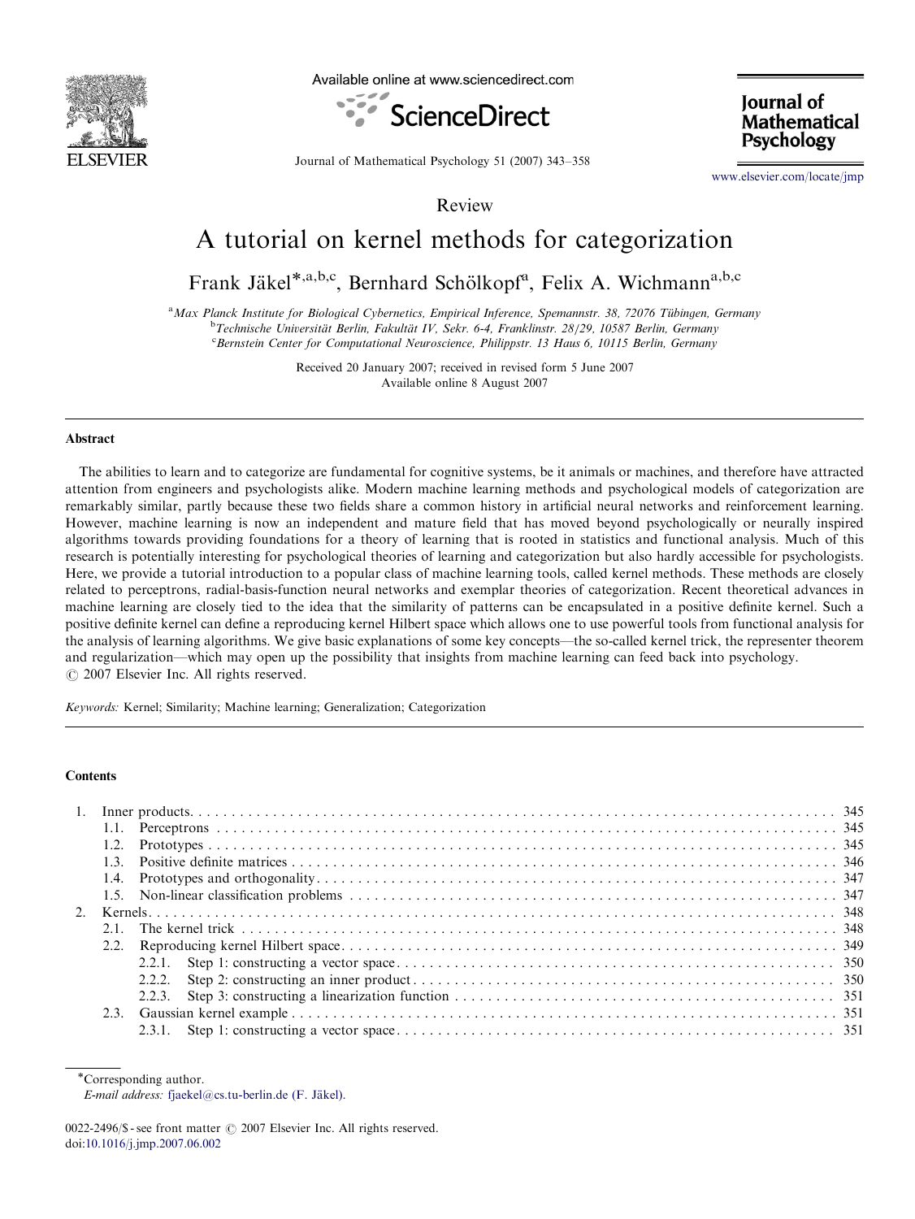Review

# A tutorial on kernel methods for categorization

Frank Jäkel*[a,b,c], Bernhard Schölkopf[a], Felix A. Wichmann[a,b,c]

[a] Max Planck Institute for Biological Cybernetics, Empirical Inference, Spemannstr. 38, 72076 Tübingen, Germany
[b] Technische Universität Berlin, Fakultät IV, Sekr. 6-4, Franklinstr. 28/29, 10587 Berlin, Germany
[c] Bernstein Center for Computational Neuroscience, Philippstr. 13 Haus 6, 10115 Berlin, Germany

Received 20 January 2007; received in revised form 5 June 2007
Available online 8 August 2007

## Abstract

The abilities to learn and to categorize are fundamental for cognitive systems, be it animals or machines, and therefore have attracted attention from engineers and psychologists alike. Modern machine learning methods and psychological models of categorization are remarkably similar, partly because these two fields share a common history in artificial neural networks and reinforcement learning. However, machine learning is now an independent and mature field that has moved beyond psychologically or neurally inspired algorithms towards providing foundations for a theory of learning that is rooted in statistics and functional analysis. Much of this research is potentially interesting for psychological theories of learning and categorization but also hardly accessible for psychologists. Here, we provide a tutorial introduction to a popular class of machine learning tools, called kernel methods. These methods are closely related to perceptrons, radial-basis-function neural networks and exemplar theories of categorization. Recent theoretical advances in machine learning are closely tied to the idea that the similarity of patterns can be encapsulated in a positive definite kernel. Such a positive definite kernel can define a reproducing kernel Hilbert space which allows one to use powerful tools from functional analysis for the analysis of learning algorithms. We give basic explanations of some key concepts—the so-called kernel trick, the representer theorem and regularization—which may open up the possibility that insights from machine learning can feed back into psychology.
© 2007 Elsevier Inc. All rights reserved.

*Keywords:* Kernel; Similarity; Machine learning; Generalization; Categorization

## Contents

1. Inner products . . . 345
   - 1.1. Perceptrons . . . 345
   - 1.2. Prototypes . . . 345
   - 1.3. Positive definite matrices . . . 346
   - 1.4. Prototypes and orthogonality . . . 347
   - 1.5. Non-linear classification problems . . . 347
2. Kernels . . . 348
   - 2.1. The kernel trick . . . 348
   - 2.2. Reproducing kernel Hilbert space . . . 349
     - 2.2.1. Step 1: constructing a vector space . . . 350
     - 2.2.2. Step 2: constructing an inner product . . . 350
     - 2.2.3. Step 3: constructing a linearization function . . . 351
   - 2.3. Gaussian kernel example . . . 351
     - 2.3.1. Step 1: constructing a vector space . . . 351

*Corresponding author.
*E-mail address:* fjaekel@cs.tu-berlin.de (F. Jäkel).

0022-2496/$ - see front matter © 2007 Elsevier Inc. All rights reserved.
doi:10.1016/j.jmp.2007.06.002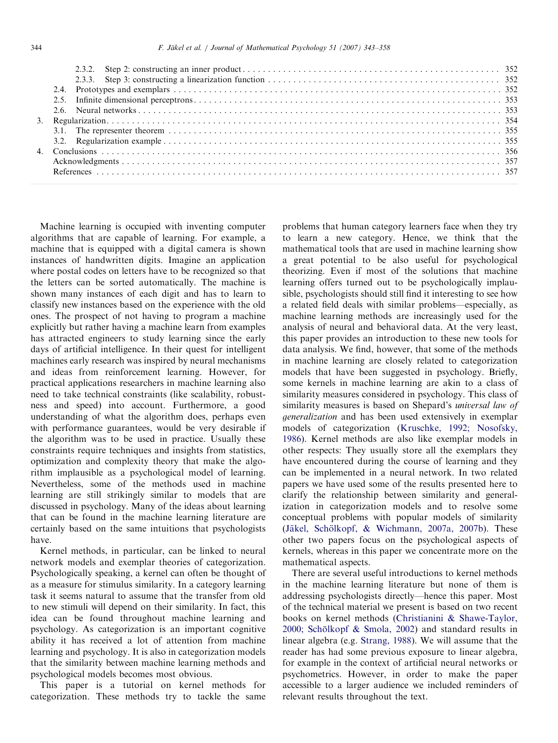2.3.2. Step 2: constructing an inner product . . . 352
2.3.3. Step 3: constructing a linearization function . . . 352
2.4. Prototypes and exemplars . . . 352
2.5. Infinite dimensional perceptrons . . . 353
2.6. Neural networks . . . 353
3. Regularization . . . 354
3.1. The representer theorem . . . 355
3.2. Regularization example . . . 355
4. Conclusions . . . 356
Acknowledgments . . . 357
References . . . 357

Machine learning is occupied with inventing computer algorithms that are capable of learning. For example, a machine that is equipped with a digital camera is shown instances of handwritten digits. Imagine an application where postal codes on letters have to be recognized so that the letters can be sorted automatically. The machine is shown many instances of each digit and has to learn to classify new instances based on the experience with the old ones. The prospect of not having to program a machine explicitly but rather having a machine learn from examples has attracted engineers to study learning since the early days of artificial intelligence. In their quest for intelligent machines early research was inspired by neural mechanisms and ideas from reinforcement learning. However, for practical applications researchers in machine learning also need to take technical constraints (like scalability, robustness and speed) into account. Furthermore, a good understanding of what the algorithm does, perhaps even with performance guarantees, would be very desirable if the algorithm was to be used in practice. Usually these constraints require techniques and insights from statistics, optimization and complexity theory that make the algorithm implausible as a psychological model of learning. Nevertheless, some of the methods used in machine learning are still strikingly similar to models that are discussed in psychology. Many of the ideas about learning that can be found in the machine learning literature are certainly based on the same intuitions that psychologists have.

Kernel methods, in particular, can be linked to neural network models and exemplar theories of categorization. Psychologically speaking, a kernel can often be thought of as a measure for stimulus similarity. In a category learning task it seems natural to assume that the transfer from old to new stimuli will depend on their similarity. In fact, this idea can be found throughout machine learning and psychology. As categorization is an important cognitive ability it has received a lot of attention from machine learning and psychology. It is also in categorization models that the similarity between machine learning methods and psychological models becomes most obvious.

This paper is a tutorial on kernel methods for categorization. These methods try to tackle the same problems that human category learners face when they try to learn a new category. Hence, we think that the mathematical tools that are used in machine learning show a great potential to be also useful for psychological theorizing. Even if most of the solutions that machine learning offers turned out to be psychologically implausible, psychologists should still find it interesting to see how a related field deals with similar problems—especially, as machine learning methods are increasingly used for the analysis of neural and behavioral data. At the very least, this paper provides an introduction to these new tools for data analysis. We find, however, that some of the methods in machine learning are closely related to categorization models that have been suggested in psychology. Briefly, some kernels in machine learning are akin to a class of similarity measures considered in psychology. This class of similarity measures is based on Shepard's *universal law of generalization* and has been used extensively in exemplar models of categorization (Kruschke, 1992; Nosofsky, 1986). Kernel methods are also like exemplar models in other respects: They usually store all the exemplars they have encountered during the course of learning and they can be implemented in a neural network. In two related papers we have used some of the results presented here to clarify the relationship between similarity and generalization in categorization models and to resolve some conceptual problems with popular models of similarity (Jäkel, Schölkopf, & Wichmann, 2007a, 2007b). These other two papers focus on the psychological aspects of kernels, whereas in this paper we concentrate more on the mathematical aspects.

There are several useful introductions to kernel methods in the machine learning literature but none of them is addressing psychologists directly—hence this paper. Most of the technical material we present is based on two recent books on kernel methods (Christianini & Shawe-Taylor, 2000; Schölkopf & Smola, 2002) and standard results in linear algebra (e.g. Strang, 1988). We will assume that the reader has had some previous exposure to linear algebra, for example in the context of artificial neural networks or psychometrics. However, in order to make the paper accessible to a larger audience we included reminders of relevant results throughout the text.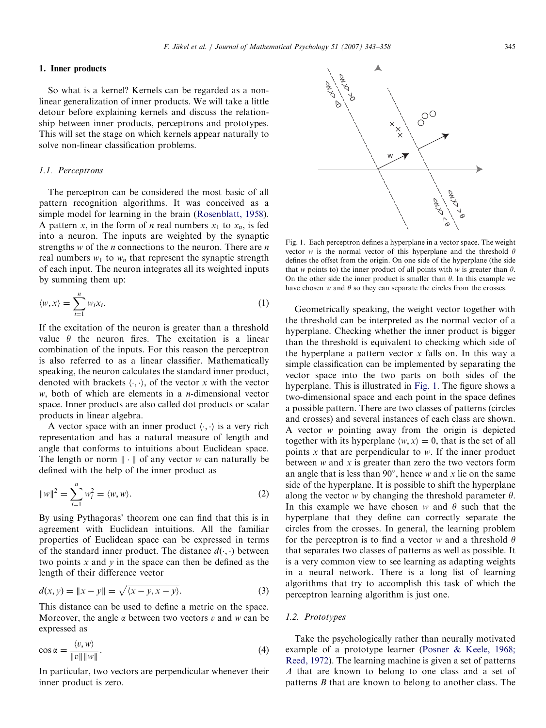## 1. Inner products

So what is a kernel? Kernels can be regarded as a non-linear generalization of inner products. We will take a little detour before explaining kernels and discuss the relationship between inner products, perceptrons and prototypes. This will set the stage on which kernels appear naturally to solve non-linear classification problems.

### 1.1. Perceptrons

The perceptron can be considered the most basic of all pattern recognition algorithms. It was conceived as a simple model for learning in the brain (Rosenblatt, 1958). A pattern $x$, in the form of $n$ real numbers $x_1$ to $x_n$, is fed into a neuron. The inputs are weighted by the synaptic strengths $w$ of the $n$ connections to the neuron. There are $n$ real numbers $w_1$ to $w_n$ that represent the synaptic strength of each input. The neuron integrates all its weighted inputs by summing them up:

$$\langle w, x \rangle = \sum_{i=1}^{n} w_i x_i. \tag{1}$$

If the excitation of the neuron is greater than a threshold value $\theta$ the neuron fires. The excitation is a linear combination of the inputs. For this reason the perceptron is also referred to as a linear classifier. Mathematically speaking, the neuron calculates the standard inner product, denoted with brackets $\langle \cdot, \cdot \rangle$, of the vector $x$ with the vector $w$, both of which are elements in a $n$-dimensional vector space. Inner products are also called dot products or scalar products in linear algebra.

A vector space with an inner product $\langle \cdot, \cdot \rangle$ is a very rich representation and has a natural measure of length and angle that conforms to intuitions about Euclidean space. The length or norm $\| \cdot \|$ of any vector $w$ can naturally be defined with the help of the inner product as

$$\|w\|^2 = \sum_{i=1}^{n} w_i^2 = \langle w, w \rangle. \tag{2}$$

By using Pythagoras' theorem one can find that this is in agreement with Euclidean intuitions. All the familiar properties of Euclidean space can be expressed in terms of the standard inner product. The distance $d(\cdot, \cdot)$ between two points $x$ and $y$ in the space can then be defined as the length of their difference vector

$$d(x, y) = \|x - y\| = \sqrt{\langle x - y, x - y \rangle}. \tag{3}$$

This distance can be used to define a metric on the space. Moreover, the angle $\alpha$ between two vectors $v$ and $w$ can be expressed as

$$\cos \alpha = \frac{\langle v, w \rangle}{\|v\| \|w\|}. \tag{4}$$

In particular, two vectors are perpendicular whenever their inner product is zero.

Fig. 1. Each perceptron defines a hyperplane in a vector space. The weight vector $w$ is the normal vector of this hyperplane and the threshold $\theta$ defines the offset from the origin. On one side of the hyperplane (the side that $w$ points to) the inner product of all points with $w$ is greater than $\theta$. On the other side the inner product is smaller than $\theta$. In this example we have chosen $w$ and $\theta$ so they can separate the circles from the crosses.

Geometrically speaking, the weight vector together with the threshold can be interpreted as the normal vector of a hyperplane. Checking whether the inner product is bigger than the threshold is equivalent to checking which side of the hyperplane a pattern vector $x$ falls on. In this way a simple classification can be implemented by separating the vector space into the two parts on both sides of the hyperplane. This is illustrated in Fig. 1. The figure shows a two-dimensional space and each point in the space defines a possible pattern. There are two classes of patterns (circles and crosses) and several instances of each class are shown. A vector $w$ pointing away from the origin is depicted together with its hyperplane $\langle w, x \rangle = 0$, that is the set of all points $x$ that are perpendicular to $w$. If the inner product between $w$ and $x$ is greater than zero the two vectors form an angle that is less than 90°, hence $w$ and $x$ lie on the same side of the hyperplane. It is possible to shift the hyperplane along the vector $w$ by changing the threshold parameter $\theta$. In this example we have chosen $w$ and $\theta$ such that the hyperplane that they define can correctly separate the circles from the crosses. In general, the learning problem for the perceptron is to find a vector $w$ and a threshold $\theta$ that separates two classes of patterns as well as possible. It is a very common view to see learning as adapting weights in a neural network. There is a long list of learning algorithms that try to accomplish this task of which the perceptron learning algorithm is just one.

### 1.2. Prototypes

Take the psychologically rather than neurally motivated example of a prototype learner (Posner & Keele, 1968; Reed, 1972). The learning machine is given a set of patterns $A$ that are known to belong to one class and a set of patterns $B$ that are known to belong to another class. The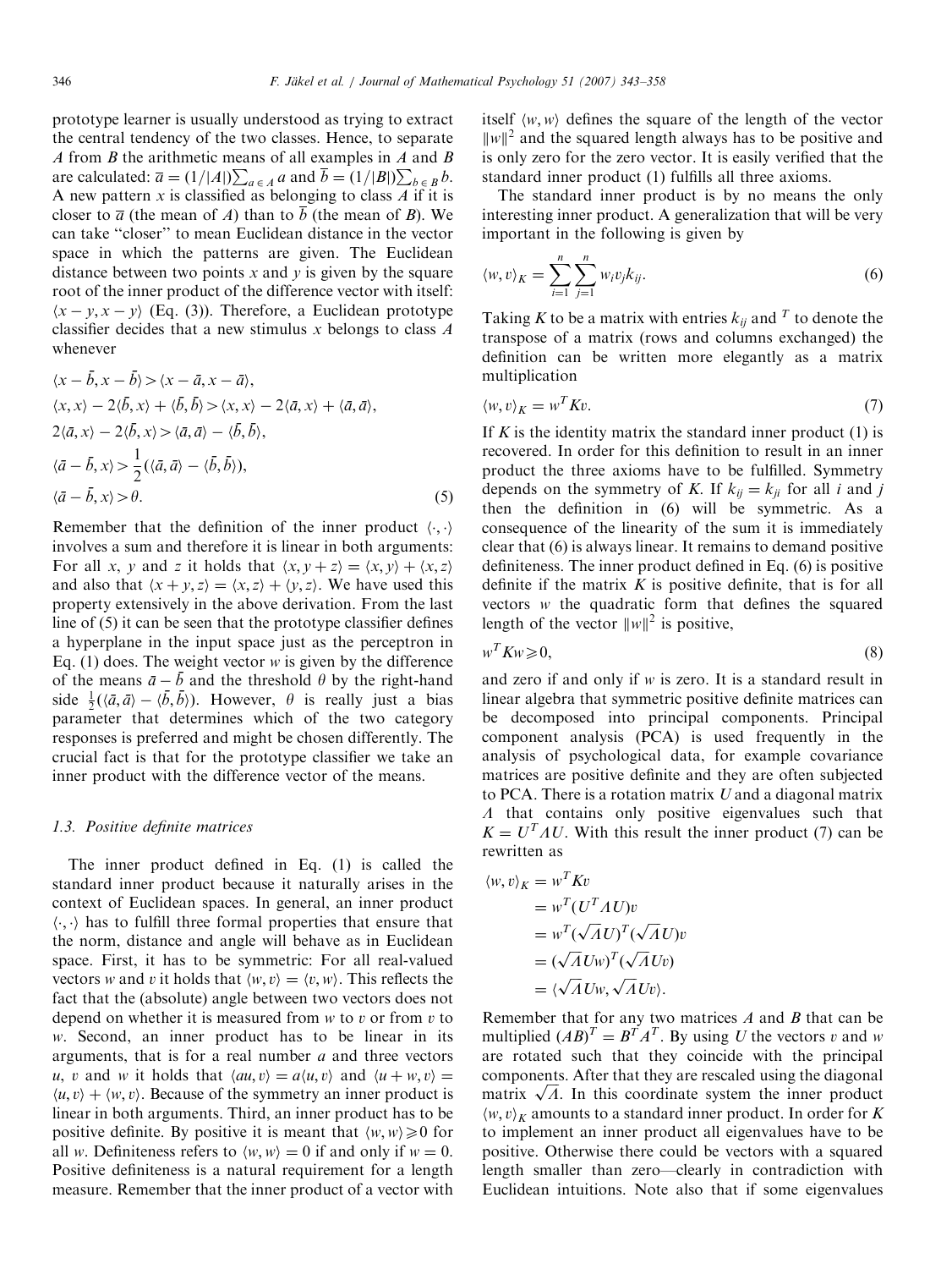prototype learner is usually understood as trying to extract the central tendency of the two classes. Hence, to separate $A$ from $B$ the arithmetic means of all examples in $A$ and $B$ are calculated: $\overline{a} = (1/|A|)\sum_{a \in A} a$ and $\overline{b} = (1/|B|)\sum_{b \in B} b$. A new pattern $x$ is classified as belonging to class $A$ if it is closer to $\overline{a}$ (the mean of $A$) than to $\overline{b}$ (the mean of $B$). We can take "closer" to mean Euclidean distance in the vector space in which the patterns are given. The Euclidean distance between two points $x$ and $y$ is given by the square root of the inner product of the difference vector with itself: $\langle x-y, x-y\rangle$ (Eq. (3)). Therefore, a Euclidean prototype classifier decides that a new stimulus $x$ belongs to class $A$ whenever

$$
\begin{aligned}
&\langle x-\bar{b}, x-\bar{b}\rangle > \langle x-\bar{a}, x-\bar{a}\rangle,\\
&\langle x, x\rangle - 2\langle \bar{b}, x\rangle + \langle \bar{b}, \bar{b}\rangle > \langle x, x\rangle - 2\langle \bar{a}, x\rangle + \langle \bar{a}, \bar{a}\rangle,\\
&2\langle \bar{a}, x\rangle - 2\langle \bar{b}, x\rangle > \langle \bar{a}, \bar{a}\rangle - \langle \bar{b}, \bar{b}\rangle,\\
&\langle \bar{a}-\bar{b}, x\rangle > \frac{1}{2}(\langle \bar{a}, \bar{a}\rangle - \langle \bar{b}, \bar{b}\rangle),\\
&\langle \bar{a}-\bar{b}, x\rangle > \theta.
\end{aligned}
\tag{5}
$$

Remember that the definition of the inner product $\langle \cdot, \cdot \rangle$ involves a sum and therefore it is linear in both arguments: For all $x$, $y$ and $z$ it holds that $\langle x, y+z\rangle = \langle x, y\rangle + \langle x, z\rangle$ and also that $\langle x+y, z\rangle = \langle x, z\rangle + \langle y, z\rangle$. We have used this property extensively in the above derivation. From the last line of (5) it can be seen that the prototype classifier defines a hyperplane in the input space just as the perceptron in Eq. (1) does. The weight vector $w$ is given by the difference of the means $\bar{a}-\bar{b}$ and the threshold $\theta$ by the right-hand side $\frac{1}{2}(\langle \bar{a}, \bar{a}\rangle - \langle \bar{b}, \bar{b}\rangle)$. However, $\theta$ is really just a bias parameter that determines which of the two category responses is preferred and might be chosen differently. The crucial fact is that for the prototype classifier we take an inner product with the difference vector of the means.

### 1.3. Positive definite matrices

The inner product defined in Eq. (1) is called the standard inner product because it naturally arises in the context of Euclidean spaces. In general, an inner product $\langle \cdot, \cdot \rangle$ has to fulfill three formal properties that ensure that the norm, distance and angle will behave as in Euclidean space. First, it has to be symmetric: For all real-valued vectors $w$ and $v$ it holds that $\langle w, v\rangle = \langle v, w\rangle$. This reflects the fact that the (absolute) angle between two vectors does not depend on whether it is measured from $w$ to $v$ or from $v$ to $w$. Second, an inner product has to be linear in its arguments, that is for a real number $a$ and three vectors $u$, $v$ and $w$ it holds that $\langle au, v\rangle = a\langle u, v\rangle$ and $\langle u+w, v\rangle = \langle u, v\rangle + \langle w, v\rangle$. Because of the symmetry an inner product is linear in both arguments. Third, an inner product has to be positive definite. By positive it is meant that $\langle w, w\rangle \geqslant 0$ for all $w$. Definiteness refers to $\langle w, w\rangle = 0$ if and only if $w = 0$. Positive definiteness is a natural requirement for a length measure. Remember that the inner product of a vector with itself $\langle w, w\rangle$ defines the square of the length of the vector $\|w\|^2$ and the squared length always has to be positive and is only zero for the zero vector. It is easily verified that the standard inner product (1) fulfills all three axioms.

The standard inner product is by no means the only interesting inner product. A generalization that will be very important in the following is given by

$$
\langle w, v\rangle_K = \sum_{i=1}^{n}\sum_{j=1}^{n} w_i v_j k_{ij}. \tag{6}
$$

Taking $K$ to be a matrix with entries $k_{ij}$ and $^T$ to denote the transpose of a matrix (rows and columns exchanged) the definition can be written more elegantly as a matrix multiplication

$$
\langle w, v\rangle_K = w^T K v. \tag{7}
$$

If $K$ is the identity matrix the standard inner product (1) is recovered. In order for this definition to result in an inner product the three axioms have to be fulfilled. Symmetry depends on the symmetry of $K$. If $k_{ij} = k_{ji}$ for all $i$ and $j$ then the definition in (6) will be symmetric. As a consequence of the linearity of the sum it is immediately clear that (6) is always linear. It remains to demand positive definiteness. The inner product defined in Eq. (6) is positive definite if the matrix $K$ is positive definite, that is for all vectors $w$ the quadratic form that defines the squared length of the vector $\|w\|^2$ is positive,

$$
w^T K w \geqslant 0, \tag{8}
$$

and zero if and only if $w$ is zero. It is a standard result in linear algebra that symmetric positive definite matrices can be decomposed into principal components. Principal component analysis (PCA) is used frequently in the analysis of psychological data, for example covariance matrices are positive definite and they are often subjected to PCA. There is a rotation matrix $U$ and a diagonal matrix $\Lambda$ that contains only positive eigenvalues such that $K = U^T \Lambda U$. With this result the inner product (7) can be rewritten as

$$
\begin{aligned}
\langle w, v\rangle_K &= w^T K v\\
&= w^T (U^T \Lambda U) v\\
&= w^T (\sqrt{\Lambda} U)^T (\sqrt{\Lambda} U) v\\
&= (\sqrt{\Lambda} U w)^T (\sqrt{\Lambda} U v)\\
&= \langle \sqrt{\Lambda} U w, \sqrt{\Lambda} U v\rangle.
\end{aligned}
$$

Remember that for any two matrices $A$ and $B$ that can be multiplied $(AB)^T = B^T A^T$. By using $U$ the vectors $v$ and $w$ are rotated such that they coincide with the principal components. After that they are rescaled using the diagonal matrix $\sqrt{\Lambda}$. In this coordinate system the inner product $\langle w, v\rangle_K$ amounts to a standard inner product. In order for $K$ to implement an inner product all eigenvalues have to be positive. Otherwise there could be vectors with a squared length smaller than zero—clearly in contradiction with Euclidean intuitions. Note also that if some eigenvalues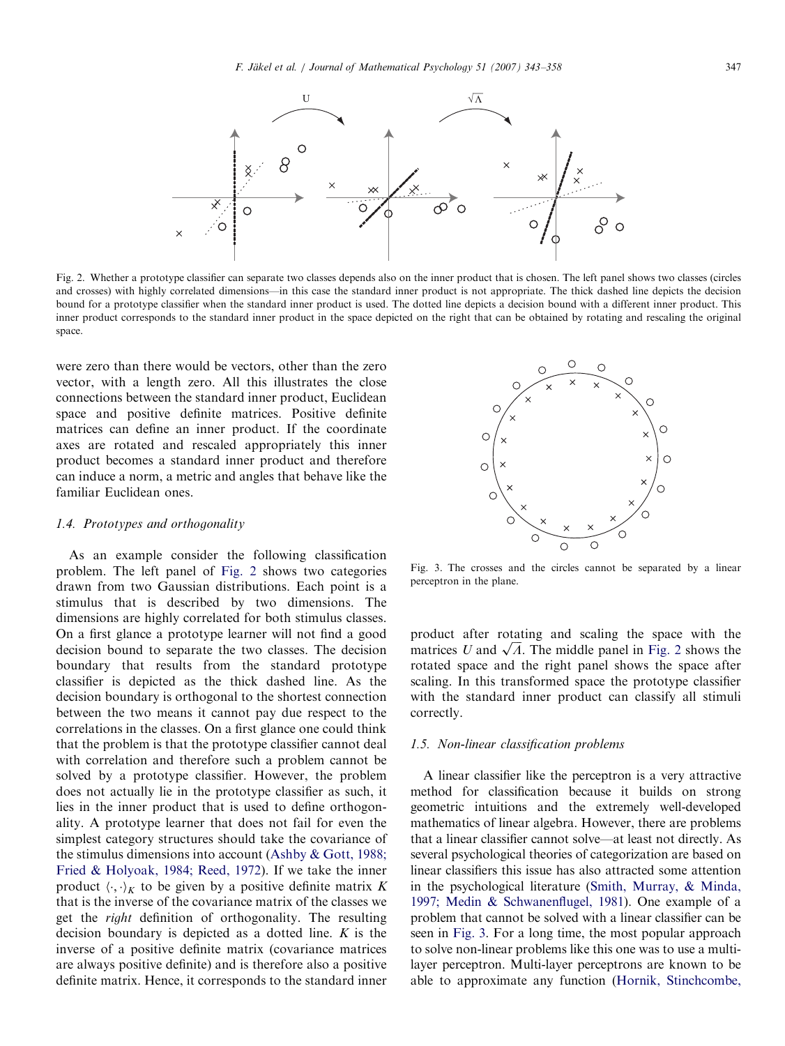U

$\sqrt{\Lambda}$

Fig. 2. Whether a prototype classifier can separate two classes depends also on the inner product that is chosen. The left panel shows two classes (circles and crosses) with highly correlated dimensions—in this case the standard inner product is not appropriate. The thick dashed line depicts the decision bound for a prototype classifier when the standard inner product is used. The dotted line depicts a decision bound with a different inner product. This inner product corresponds to the standard inner product in the space depicted on the right that can be obtained by rotating and rescaling the original space.

were zero than there would be vectors, other than the zero vector, with a length zero. All this illustrates the close connections between the standard inner product, Euclidean space and positive definite matrices. Positive definite matrices can define an inner product. If the coordinate axes are rotated and rescaled appropriately this inner product becomes a standard inner product and therefore can induce a norm, a metric and angles that behave like the familiar Euclidean ones.

### 1.4. Prototypes and orthogonality

As an example consider the following classification problem. The left panel of Fig. 2 shows two categories drawn from two Gaussian distributions. Each point is a stimulus that is described by two dimensions. The dimensions are highly correlated for both stimulus classes. On a first glance a prototype learner will not find a good decision bound to separate the two classes. The decision boundary that results from the standard prototype classifier is depicted as the thick dashed line. As the decision boundary is orthogonal to the shortest connection between the two means it cannot pay due respect to the correlations in the classes. On a first glance one could think that the problem is that the prototype classifier cannot deal with correlation and therefore such a problem cannot be solved by a prototype classifier. However, the problem does not actually lie in the prototype classifier as such, it lies in the inner product that is used to define orthogonality. A prototype learner that does not fail for even the simplest category structures should take the covariance of the stimulus dimensions into account (Ashby & Gott, 1988; Fried & Holyoak, 1984; Reed, 1972). If we take the inner product $\langle \cdot, \cdot \rangle_K$ to be given by a positive definite matrix $K$ that is the inverse of the covariance matrix of the classes we get the *right* definition of orthogonality. The resulting decision boundary is depicted as a dotted line. $K$ is the inverse of a positive definite matrix (covariance matrices are always positive definite) and is therefore also a positive definite matrix. Hence, it corresponds to the standard inner product after rotating and scaling the space with the matrices $U$ and $\sqrt{\Lambda}$. The middle panel in Fig. 2 shows the rotated space and the right panel shows the space after scaling. In this transformed space the prototype classifier with the standard inner product can classify all stimuli correctly.

Fig. 3. The crosses and the circles cannot be separated by a linear perceptron in the plane.

### 1.5. Non-linear classification problems

A linear classifier like the perceptron is a very attractive method for classification because it builds on strong geometric intuitions and the extremely well-developed mathematics of linear algebra. However, there are problems that a linear classifier cannot solve—at least not directly. As several psychological theories of categorization are based on linear classifiers this issue has also attracted some attention in the psychological literature (Smith, Murray, & Minda, 1997; Medin & Schwanenflugel, 1981). One example of a problem that cannot be solved with a linear classifier can be seen in Fig. 3. For a long time, the most popular approach to solve non-linear problems like this one was to use a multi-layer perceptron. Multi-layer perceptrons are known to be able to approximate any function (Hornik, Stinchcombe,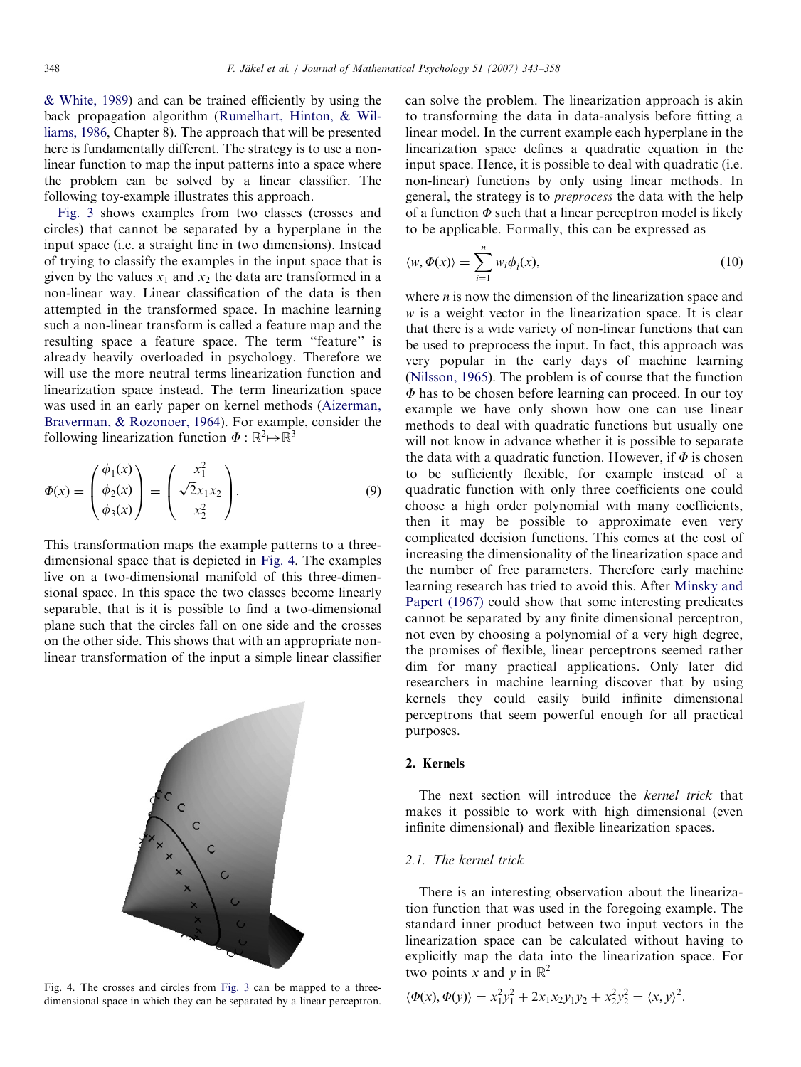& White, 1989) and can be trained efficiently by using the back propagation algorithm (Rumelhart, Hinton, & Williams, 1986, Chapter 8). The approach that will be presented here is fundamentally different. The strategy is to use a non-linear function to map the input patterns into a space where the problem can be solved by a linear classifier. The following toy-example illustrates this approach.

Fig. 3 shows examples from two classes (crosses and circles) that cannot be separated by a hyperplane in the input space (i.e. a straight line in two dimensions). Instead of trying to classify the examples in the input space that is given by the values $x_1$ and $x_2$ the data are transformed in a non-linear way. Linear classification of the data is then attempted in the transformed space. In machine learning such a non-linear transform is called a feature map and the resulting space a feature space. The term "feature" is already heavily overloaded in psychology. Therefore we will use the more neutral terms linearization function and linearization space instead. The term linearization space was used in an early paper on kernel methods (Aizerman, Braverman, & Rozonoer, 1964). For example, consider the following linearization function $\Phi : \mathbb{R}^2 \mapsto \mathbb{R}^3$

$$\Phi(x) = \begin{pmatrix} \phi_1(x) \\ \phi_2(x) \\ \phi_3(x) \end{pmatrix} = \begin{pmatrix} x_1^2 \\ \sqrt{2}x_1x_2 \\ x_2^2 \end{pmatrix}. \tag{9}$$

This transformation maps the example patterns to a three-dimensional space that is depicted in Fig. 4. The examples live on a two-dimensional manifold of this three-dimensional space. In this space the two classes become linearly separable, that is it is possible to find a two-dimensional plane such that the circles fall on one side and the crosses on the other side. This shows that with an appropriate non-linear transformation of the input a simple linear classifier can solve the problem. The linearization approach is akin to transforming the data in data-analysis before fitting a linear model. In the current example each hyperplane in the linearization space defines a quadratic equation in the input space. Hence, it is possible to deal with quadratic (i.e. non-linear) functions by only using linear methods. In general, the strategy is to *preprocess* the data with the help of a function $\Phi$ such that a linear perceptron model is likely to be applicable. Formally, this can be expressed as

$$\langle w, \Phi(x) \rangle = \sum_{i=1}^{n} w_i \phi_i(x), \tag{10}$$

where $n$ is now the dimension of the linearization space and $w$ is a weight vector in the linearization space. It is clear that there is a wide variety of non-linear functions that can be used to preprocess the input. In fact, this approach was very popular in the early days of machine learning (Nilsson, 1965). The problem is of course that the function $\Phi$ has to be chosen before learning can proceed. In our toy example we have only shown how one can use linear methods to deal with quadratic functions but usually one will not know in advance whether it is possible to separate the data with a quadratic function. However, if $\Phi$ is chosen to be sufficiently flexible, for example instead of a quadratic function with only three coefficients one could choose a high order polynomial with many coefficients, then it may be possible to approximate even very complicated decision functions. This comes at the cost of increasing the dimensionality of the linearization space and the number of free parameters. Therefore early machine learning research has tried to avoid this. After Minsky and Papert (1967) could show that some interesting predicates cannot be separated by any finite dimensional perceptron, not even by choosing a polynomial of a very high degree, the promises of flexible, linear perceptrons seemed rather dim for many practical applications. Only later did researchers in machine learning discover that by using kernels they could easily build infinite dimensional perceptrons that seem powerful enough for all practical purposes.

Fig. 4. The crosses and circles from Fig. 3 can be mapped to a three-dimensional space in which they can be separated by a linear perceptron.

## 2. Kernels

The next section will introduce the *kernel trick* that makes it possible to work with high dimensional (even infinite dimensional) and flexible linearization spaces.

### 2.1. The kernel trick

There is an interesting observation about the linearization function that was used in the foregoing example. The standard inner product between two input vectors in the linearization space can be calculated without having to explicitly map the data into the linearization space. For two points $x$ and $y$ in $\mathbb{R}^2$

$$\langle \Phi(x), \Phi(y) \rangle = x_1^2 y_1^2 + 2x_1x_2y_1y_2 + x_2^2y_2^2 = \langle x, y \rangle^2.$$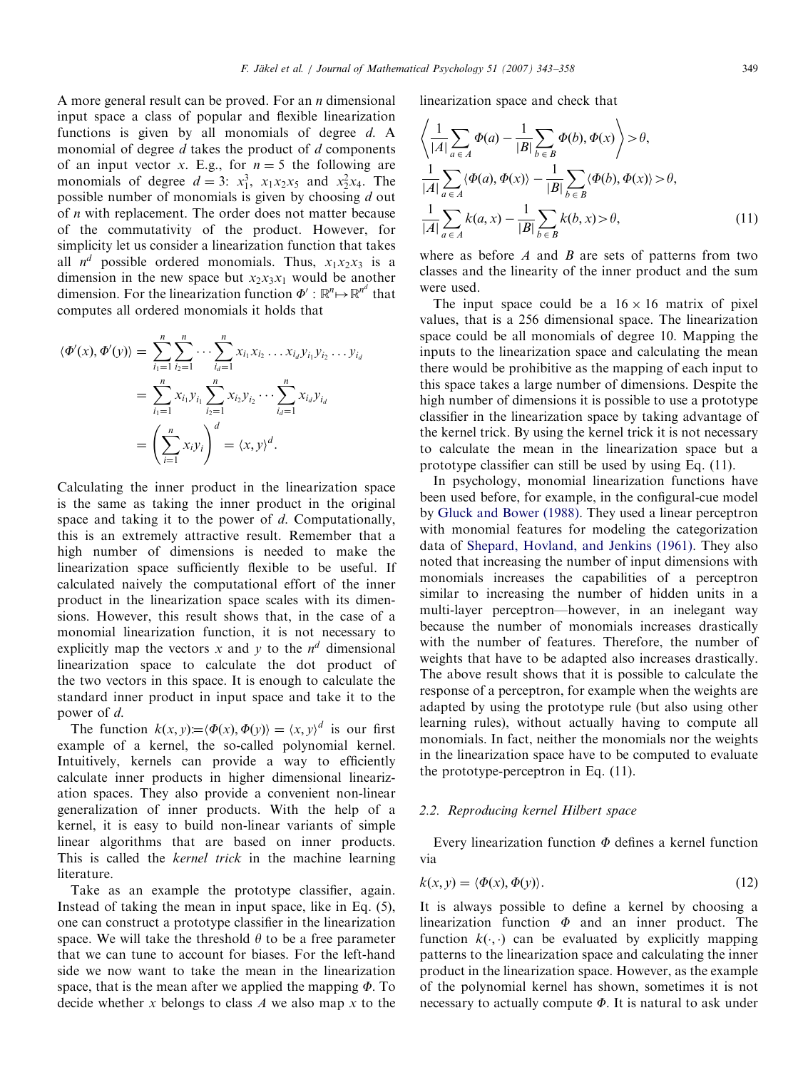A more general result can be proved. For an $n$ dimensional input space a class of popular and flexible linearization functions is given by all monomials of degree $d$. A monomial of degree $d$ takes the product of $d$ components of an input vector $x$. E.g., for $n = 5$ the following are monomials of degree $d = 3$: $x_1^3$, $x_1x_2x_5$ and $x_2^2x_4$. The possible number of monomials is given by choosing $d$ out of $n$ with replacement. The order does not matter because of the commutativity of the product. However, for simplicity let us consider a linearization function that takes all $n^d$ possible ordered monomials. Thus, $x_1x_2x_3$ is a dimension in the new space but $x_2x_3x_1$ would be another dimension. For the linearization function $\Phi' : \mathbb{R}^n \mapsto \mathbb{R}^{n^d}$ that computes all ordered monomials it holds that

$$\begin{aligned}
\langle \Phi'(x), \Phi'(y) \rangle &= \sum_{i_1=1}^{n} \sum_{i_2=1}^{n} \cdots \sum_{i_d=1}^{n} x_{i_1} x_{i_2} \ldots x_{i_d} y_{i_1} y_{i_2} \ldots y_{i_d} \\
&= \sum_{i_1=1}^{n} x_{i_1} y_{i_1} \sum_{i_2=1}^{n} x_{i_2} y_{i_2} \cdots \sum_{i_d=1}^{n} x_{i_d} y_{i_d} \\
&= \left( \sum_{i=1}^{n} x_i y_i \right)^d = \langle x, y \rangle^d.
\end{aligned}$$

Calculating the inner product in the linearization space is the same as taking the inner product in the original space and taking it to the power of $d$. Computationally, this is an extremely attractive result. Remember that a high number of dimensions is needed to make the linearization space sufficiently flexible to be useful. If calculated naively the computational effort of the inner product in the linearization space scales with its dimensions. However, this result shows that, in the case of a monomial linearization function, it is not necessary to explicitly map the vectors $x$ and $y$ to the $n^d$ dimensional linearization space to calculate the dot product of the two vectors in this space. It is enough to calculate the standard inner product in input space and take it to the power of $d$.

The function $k(x, y) := \langle \Phi(x), \Phi(y) \rangle = \langle x, y \rangle^d$ is our first example of a kernel, the so-called polynomial kernel. Intuitively, kernels can provide a way to efficiently calculate inner products in higher dimensional linearization spaces. They also provide a convenient non-linear generalization of inner products. With the help of a kernel, it is easy to build non-linear variants of simple linear algorithms that are based on inner products. This is called the *kernel trick* in the machine learning literature.

Take as an example the prototype classifier, again. Instead of taking the mean in input space, like in Eq. (5), one can construct a prototype classifier in the linearization space. We will take the threshold $\theta$ to be a free parameter that we can tune to account for biases. For the left-hand side we now want to take the mean in the linearization space, that is the mean after we applied the mapping $\Phi$. To decide whether $x$ belongs to class $A$ we also map $x$ to the linearization space and check that

$$\begin{aligned}
&\left\langle \frac{1}{|A|} \sum_{a \in A} \Phi(a) - \frac{1}{|B|} \sum_{b \in B} \Phi(b), \Phi(x) \right\rangle > \theta, \\
&\frac{1}{|A|} \sum_{a \in A} \langle \Phi(a), \Phi(x) \rangle - \frac{1}{|B|} \sum_{b \in B} \langle \Phi(b), \Phi(x) \rangle > \theta, \\
&\frac{1}{|A|} \sum_{a \in A} k(a, x) - \frac{1}{|B|} \sum_{b \in B} k(b, x) > \theta,
\end{aligned} \tag{11}$$

where as before $A$ and $B$ are sets of patterns from two classes and the linearity of the inner product and the sum were used.

The input space could be a $16 \times 16$ matrix of pixel values, that is a 256 dimensional space. The linearization space could be all monomials of degree 10. Mapping the inputs to the linearization space and calculating the mean there would be prohibitive as the mapping of each input to this space takes a large number of dimensions. Despite the high number of dimensions it is possible to use a prototype classifier in the linearization space by taking advantage of the kernel trick. By using the kernel trick it is not necessary to calculate the mean in the linearization space but a prototype classifier can still be used by using Eq. (11).

In psychology, monomial linearization functions have been used before, for example, in the configural-cue model by Gluck and Bower (1988). They used a linear perceptron with monomial features for modeling the categorization data of Shepard, Hovland, and Jenkins (1961). They also noted that increasing the number of input dimensions with monomials increases the capabilities of a perceptron similar to increasing the number of hidden units in a multi-layer perceptron—however, in an inelegant way because the number of monomials increases drastically with the number of features. Therefore, the number of weights that have to be adapted also increases drastically. The above result shows that it is possible to calculate the response of a perceptron, for example when the weights are adapted by using the prototype rule (but also using other learning rules), without actually having to compute all monomials. In fact, neither the monomials nor the weights in the linearization space have to be computed to evaluate the prototype-perceptron in Eq. (11).

### 2.2. Reproducing kernel Hilbert space

Every linearization function $\Phi$ defines a kernel function via

$$k(x, y) = \langle \Phi(x), \Phi(y) \rangle. \tag{12}$$

It is always possible to define a kernel by choosing a linearization function $\Phi$ and an inner product. The function $k(\cdot, \cdot)$ can be evaluated by explicitly mapping patterns to the linearization space and calculating the inner product in the linearization space. However, as the example of the polynomial kernel has shown, sometimes it is not necessary to actually compute $\Phi$. It is natural to ask under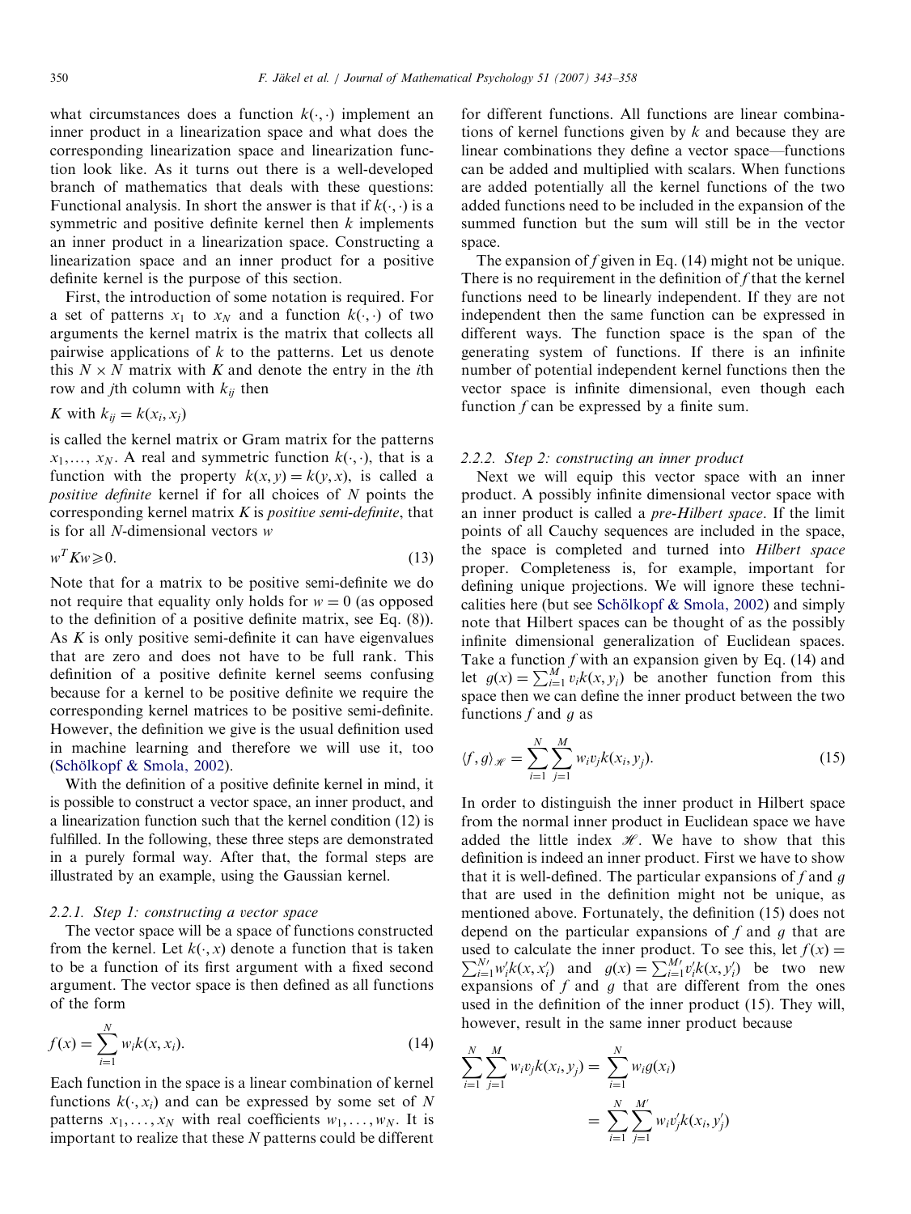what circumstances does a function $k(\cdot,\cdot)$ implement an inner product in a linearization space and what does the corresponding linearization space and linearization function look like. As it turns out there is a well-developed branch of mathematics that deals with these questions: Functional analysis. In short the answer is that if $k(\cdot,\cdot)$ is a symmetric and positive definite kernel then $k$ implements an inner product in a linearization space. Constructing a linearization space and an inner product for a positive definite kernel is the purpose of this section.

First, the introduction of some notation is required. For a set of patterns $x_1$ to $x_N$ and a function $k(\cdot,\cdot)$ of two arguments the kernel matrix is the matrix that collects all pairwise applications of $k$ to the patterns. Let us denote this $N \times N$ matrix with $K$ and denote the entry in the $i$th row and $j$th column with $k_{ij}$ then

$$K \text{ with } k_{ij} = k(x_i, x_j)$$

is called the kernel matrix or Gram matrix for the patterns $x_1, \ldots, x_N$. A real and symmetric function $k(\cdot,\cdot)$, that is a function with the property $k(x, y) = k(y, x)$, is called a *positive definite* kernel if for all choices of $N$ points the corresponding kernel matrix $K$ is *positive semi-definite*, that is for all $N$-dimensional vectors $w$

$$w^T K w \geqslant 0. \tag{13}$$

Note that for a matrix to be positive semi-definite we do not require that equality only holds for $w = 0$ (as opposed to the definition of a positive definite matrix, see Eq. (8)). As $K$ is only positive semi-definite it can have eigenvalues that are zero and does not have to be full rank. This definition of a positive definite kernel seems confusing because for a kernel to be positive definite we require the corresponding kernel matrices to be positive semi-definite. However, the definition we give is the usual definition used in machine learning and therefore we will use it, too (Schölkopf & Smola, 2002).

With the definition of a positive definite kernel in mind, it is possible to construct a vector space, an inner product, and a linearization function such that the kernel condition (12) is fulfilled. In the following, these three steps are demonstrated in a purely formal way. After that, the formal steps are illustrated by an example, using the Gaussian kernel.

#### 2.2.1. Step 1: constructing a vector space

The vector space will be a space of functions constructed from the kernel. Let $k(\cdot, x)$ denote a function that is taken to be a function of its first argument with a fixed second argument. The vector space is then defined as all functions of the form

$$f(x) = \sum_{i=1}^{N} w_i k(x, x_i). \tag{14}$$

Each function in the space is a linear combination of kernel functions $k(\cdot, x_i)$ and can be expressed by some set of $N$ patterns $x_1, \ldots, x_N$ with real coefficients $w_1, \ldots, w_N$. It is important to realize that these $N$ patterns could be different for different functions. All functions are linear combinations of kernel functions given by $k$ and because they are linear combinations they define a vector space—functions can be added and multiplied with scalars. When functions are added potentially all the kernel functions of the two added functions need to be included in the expansion of the summed function but the sum will still be in the vector space.

The expansion of $f$ given in Eq. (14) might not be unique. There is no requirement in the definition of $f$ that the kernel functions need to be linearly independent. If they are not independent then the same function can be expressed in different ways. The function space is the span of the generating system of functions. If there is an infinite number of potential independent kernel functions then the vector space is infinite dimensional, even though each function $f$ can be expressed by a finite sum.

#### 2.2.2. Step 2: constructing an inner product

Next we will equip this vector space with an inner product. A possibly infinite dimensional vector space with an inner product is called a *pre-Hilbert space*. If the limit points of all Cauchy sequences are included in the space, the space is completed and turned into *Hilbert space* proper. Completeness is, for example, important for defining unique projections. We will ignore these technicalities here (but see Schölkopf & Smola, 2002) and simply note that Hilbert spaces can be thought of as the possibly infinite dimensional generalization of Euclidean spaces. Take a function $f$ with an expansion given by Eq. (14) and let $g(x) = \sum_{i=1}^{M} v_i k(x, y_i)$ be another function from this space then we can define the inner product between the two functions $f$ and $g$ as

$$\langle f, g \rangle_{\mathscr{H}} = \sum_{i=1}^{N} \sum_{j=1}^{M} w_i v_j k(x_i, y_j). \tag{15}$$

In order to distinguish the inner product in Hilbert space from the normal inner product in Euclidean space we have added the little index $\mathscr{H}$. We have to show that this definition is indeed an inner product. First we have to show that it is well-defined. The particular expansions of $f$ and $g$ that are used in the definition might not be unique, as mentioned above. Fortunately, the definition (15) does not depend on the particular expansions of $f$ and $g$ that are used to calculate the inner product. To see this, let $f(x) = \sum_{i=1}^{N'} w'_i k(x, x'_i)$ and $g(x) = \sum_{i=1}^{M'} v'_i k(x, y'_i)$ be two new expansions of $f$ and $g$ that are different from the ones used in the definition of the inner product (15). They will, however, result in the same inner product because

$$\begin{aligned}
\sum_{i=1}^{N} \sum_{j=1}^{M} w_i v_j k(x_i, y_j) &= \sum_{i=1}^{N} w_i g(x_i) \\
&= \sum_{i=1}^{N} \sum_{j=1}^{M'} w_i v'_j k(x_i, y'_j)
\end{aligned}$$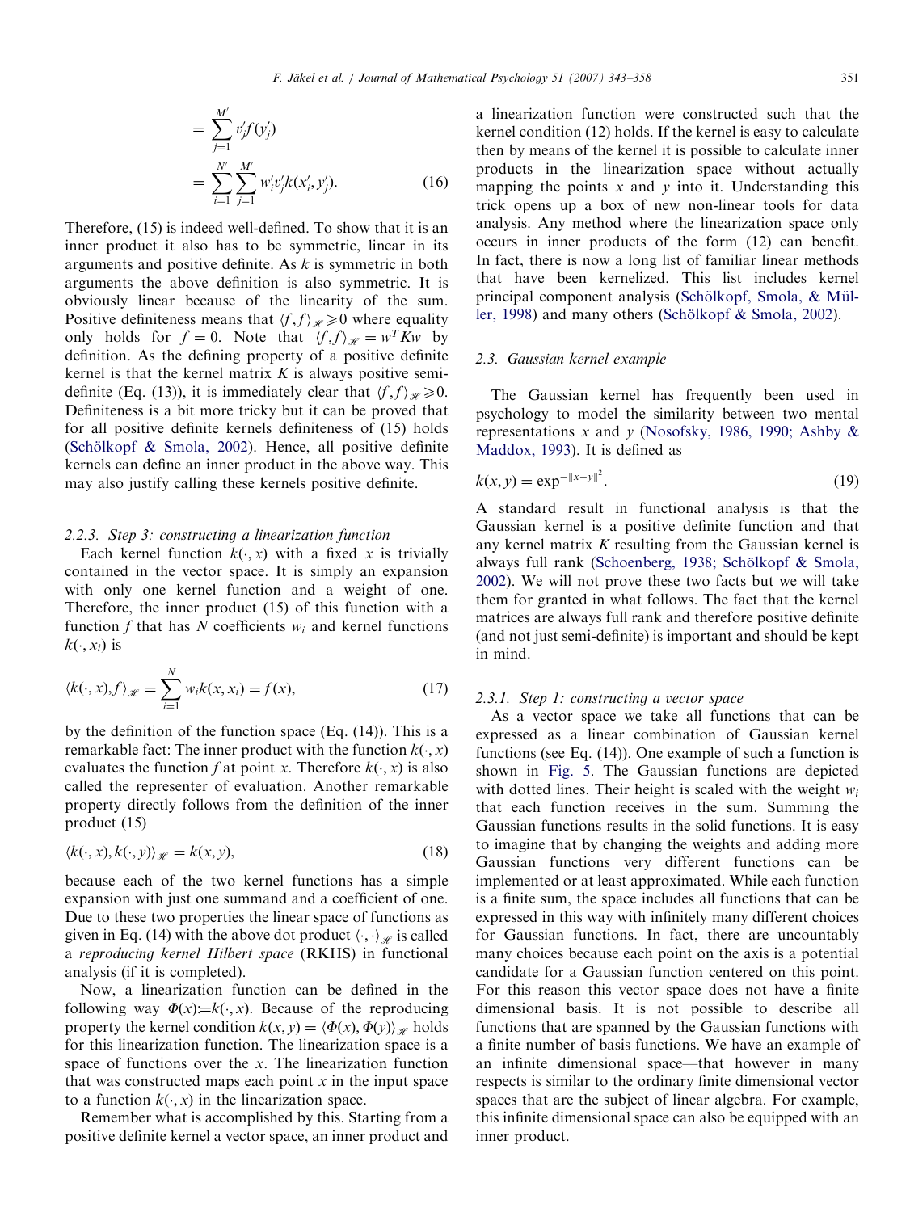$$= \sum_{j=1}^{M'} v_j' f(y_j')$$

$$= \sum_{i=1}^{N'} \sum_{j=1}^{M'} w_i' v_j' k(x_i', y_j'). \tag{16}$$

Therefore, (15) is indeed well-defined. To show that it is an inner product it also has to be symmetric, linear in its arguments and positive definite. As $k$ is symmetric in both arguments the above definition is also symmetric. It is obviously linear because of the linearity of the sum. Positive definiteness means that $\langle f, f \rangle_{\mathscr{H}} \geqslant 0$ where equality only holds for $f = 0$. Note that $\langle f, f \rangle_{\mathscr{H}} = w^T K w$ by definition. As the defining property of a positive definite kernel is that the kernel matrix $K$ is always positive semi-definite (Eq. (13)), it is immediately clear that $\langle f, f \rangle_{\mathscr{H}} \geqslant 0$. Definiteness is a bit more tricky but it can be proved that for all positive definite kernels definiteness of (15) holds (Schölkopf & Smola, 2002). Hence, all positive definite kernels can define an inner product in the above way. This may also justify calling these kernels positive definite.

#### 2.2.3. Step 3: constructing a linearization function

Each kernel function $k(\cdot, x)$ with a fixed $x$ is trivially contained in the vector space. It is simply an expansion with only one kernel function and a weight of one. Therefore, the inner product (15) of this function with a function $f$ that has $N$ coefficients $w_i$ and kernel functions $k(\cdot, x_i)$ is

$$\langle k(\cdot, x), f \rangle_{\mathscr{H}} = \sum_{i=1}^{N} w_i k(x, x_i) = f(x), \tag{17}$$

by the definition of the function space (Eq. (14)). This is a remarkable fact: The inner product with the function $k(\cdot, x)$ evaluates the function $f$ at point $x$. Therefore $k(\cdot, x)$ is also called the representer of evaluation. Another remarkable property directly follows from the definition of the inner product (15)

$$\langle k(\cdot, x), k(\cdot, y) \rangle_{\mathscr{H}} = k(x, y), \tag{18}$$

because each of the two kernel functions has a simple expansion with just one summand and a coefficient of one. Due to these two properties the linear space of functions as given in Eq. (14) with the above dot product $\langle \cdot, \cdot \rangle_{\mathscr{H}}$ is called a *reproducing kernel Hilbert space* (RKHS) in functional analysis (if it is completed).

Now, a linearization function can be defined in the following way $\Phi(x) := k(\cdot, x)$. Because of the reproducing property the kernel condition $k(x, y) = \langle \Phi(x), \Phi(y) \rangle_{\mathscr{H}}$ holds for this linearization function. The linearization space is a space of functions over the $x$. The linearization function that was constructed maps each point $x$ in the input space to a function $k(\cdot, x)$ in the linearization space.

Remember what is accomplished by this. Starting from a positive definite kernel a vector space, an inner product and a linearization function were constructed such that the kernel condition (12) holds. If the kernel is easy to calculate then by means of the kernel it is possible to calculate inner products in the linearization space without actually mapping the points $x$ and $y$ into it. Understanding this trick opens up a box of new non-linear tools for data analysis. Any method where the linearization space only occurs in inner products of the form (12) can benefit. In fact, there is now a long list of familiar linear methods that have been kernelized. This list includes kernel principal component analysis (Schölkopf, Smola, & Müller, 1998) and many others (Schölkopf & Smola, 2002).

### 2.3. Gaussian kernel example

The Gaussian kernel has frequently been used in psychology to model the similarity between two mental representations $x$ and $y$ (Nosofsky, 1986, 1990; Ashby & Maddox, 1993). It is defined as

$$k(x, y) = \exp^{-\|x-y\|^2}. \tag{19}$$

A standard result in functional analysis is that the Gaussian kernel is a positive definite function and that any kernel matrix $K$ resulting from the Gaussian kernel is always full rank (Schoenberg, 1938; Schölkopf & Smola, 2002). We will not prove these two facts but we will take them for granted in what follows. The fact that the kernel matrices are always full rank and therefore positive definite (and not just semi-definite) is important and should be kept in mind.

#### 2.3.1. Step 1: constructing a vector space

As a vector space we take all functions that can be expressed as a linear combination of Gaussian kernel functions (see Eq. (14)). One example of such a function is shown in Fig. 5. The Gaussian functions are depicted with dotted lines. Their height is scaled with the weight $w_i$ that each function receives in the sum. Summing the Gaussian functions results in the solid functions. It is easy to imagine that by changing the weights and adding more Gaussian functions very different functions can be implemented or at least approximated. While each function is a finite sum, the space includes all functions that can be expressed in this way with infinitely many different choices for Gaussian functions. In fact, there are uncountably many choices because each point on the axis is a potential candidate for a Gaussian function centered on this point. For this reason this vector space does not have a finite dimensional basis. It is not possible to describe all functions that are spanned by the Gaussian functions with a finite number of basis functions. We have an example of an infinite dimensional space—that however in many respects is similar to the ordinary finite dimensional vector spaces that are the subject of linear algebra. For example, this infinite dimensional space can also be equipped with an inner product.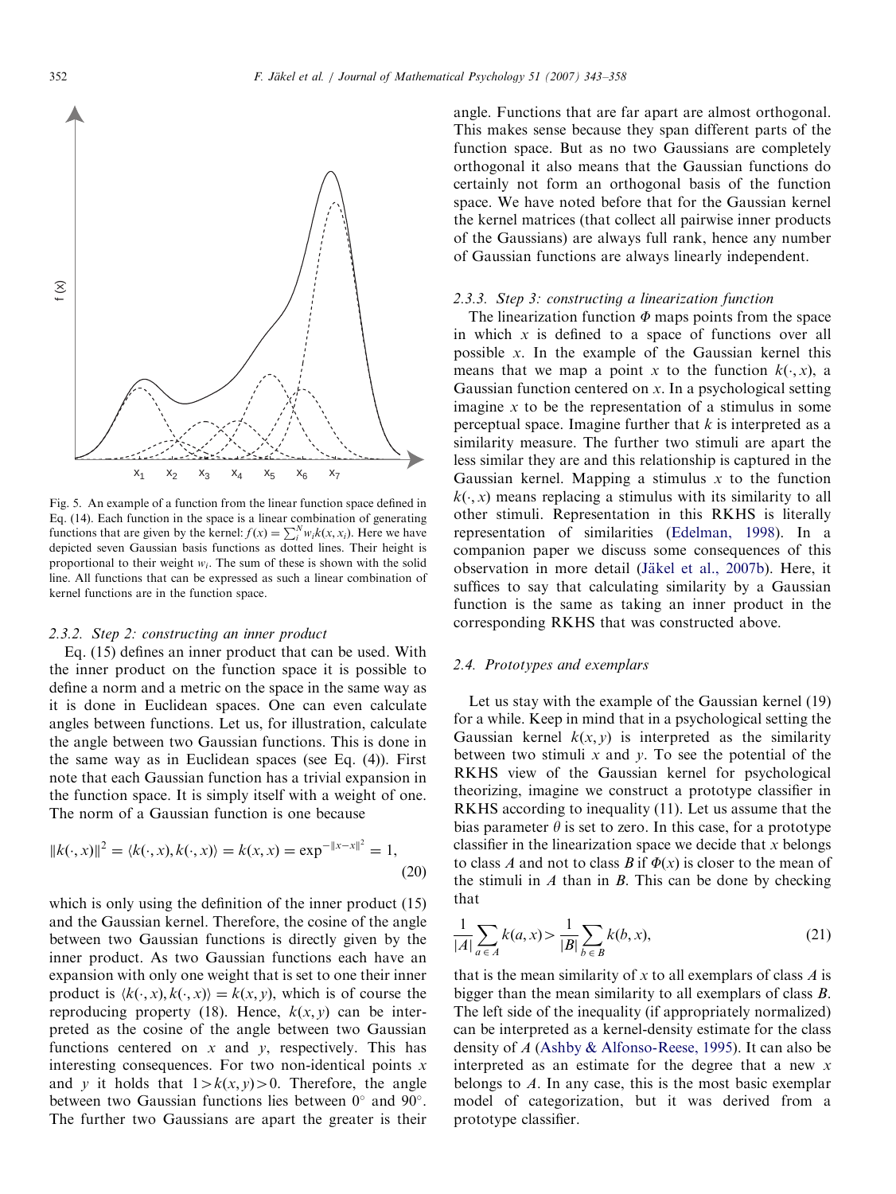Fig. 5. An example of a function from the linear function space defined in Eq. (14). Each function in the space is a linear combination of generating functions that are given by the kernel: $f(x) = \sum_i^N w_i k(x, x_i)$. Here we have depicted seven Gaussian basis functions as dotted lines. Their height is proportional to their weight $w_i$. The sum of these is shown with the solid line. All functions that can be expressed as such a linear combination of kernel functions are in the function space.

#### 2.3.2. Step 2: constructing an inner product

Eq. (15) defines an inner product that can be used. With the inner product on the function space it is possible to define a norm and a metric on the space in the same way as it is done in Euclidean spaces. One can even calculate angles between functions. Let us, for illustration, calculate the angle between two Gaussian functions. This is done in the same way as in Euclidean spaces (see Eq. (4)). First note that each Gaussian function has a trivial expansion in the function space. It is simply itself with a weight of one. The norm of a Gaussian function is one because

$$\|k(\cdot, x)\|^2 = \langle k(\cdot, x), k(\cdot, x)\rangle = k(x, x) = \exp^{-\|x-x\|^2} = 1, \tag{20}$$

which is only using the definition of the inner product (15) and the Gaussian kernel. Therefore, the cosine of the angle between two Gaussian functions is directly given by the inner product. As two Gaussian functions each have an expansion with only one weight that is set to one their inner product is $\langle k(\cdot, x), k(\cdot, x)\rangle = k(x, y)$, which is of course the reproducing property (18). Hence, $k(x, y)$ can be interpreted as the cosine of the angle between two Gaussian functions centered on $x$ and $y$, respectively. This has interesting consequences. For two non-identical points $x$ and $y$ it holds that $1 > k(x, y) > 0$. Therefore, the angle between two Gaussian functions lies between $0^\circ$ and $90^\circ$. The further two Gaussians are apart the greater is their angle. Functions that are far apart are almost orthogonal. This makes sense because they span different parts of the function space. But as no two Gaussians are completely orthogonal it also means that the Gaussian functions do certainly not form an orthogonal basis of the function space. We have noted before that for the Gaussian kernel the kernel matrices (that collect all pairwise inner products of the Gaussians) are always full rank, hence any number of Gaussian functions are always linearly independent.

#### 2.3.3. Step 3: constructing a linearization function

The linearization function $\Phi$ maps points from the space in which $x$ is defined to a space of functions over all possible $x$. In the example of the Gaussian kernel this means that we map a point $x$ to the function $k(\cdot, x)$, a Gaussian function centered on $x$. In a psychological setting imagine $x$ to be the representation of a stimulus in some perceptual space. Imagine further that $k$ is interpreted as a similarity measure. The further two stimuli are apart the less similar they are and this relationship is captured in the Gaussian kernel. Mapping a stimulus $x$ to the function $k(\cdot, x)$ means replacing a stimulus with its similarity to all other stimuli. Representation in this RKHS is literally representation of similarities (Edelman, 1998). In a companion paper we discuss some consequences of this observation in more detail (Jäkel et al., 2007b). Here, it suffices to say that calculating similarity by a Gaussian function is the same as taking an inner product in the corresponding RKHS that was constructed above.

### 2.4. Prototypes and exemplars

Let us stay with the example of the Gaussian kernel (19) for a while. Keep in mind that in a psychological setting the Gaussian kernel $k(x, y)$ is interpreted as the similarity between two stimuli $x$ and $y$. To see the potential of the RKHS view of the Gaussian kernel for psychological theorizing, imagine we construct a prototype classifier in RKHS according to inequality (11). Let us assume that the bias parameter $\theta$ is set to zero. In this case, for a prototype classifier in the linearization space we decide that $x$ belongs to class $A$ and not to class $B$ if $\Phi(x)$ is closer to the mean of the stimuli in $A$ than in $B$. This can be done by checking that

$$\frac{1}{|A|}\sum_{a \in A} k(a, x) > \frac{1}{|B|}\sum_{b \in B} k(b, x), \tag{21}$$

that is the mean similarity of $x$ to all exemplars of class $A$ is bigger than the mean similarity to all exemplars of class $B$. The left side of the inequality (if appropriately normalized) can be interpreted as a kernel-density estimate for the class density of $A$ (Ashby & Alfonso-Reese, 1995). It can also be interpreted as an estimate for the degree that a new $x$ belongs to $A$. In any case, this is the most basic exemplar model of categorization, but it was derived from a prototype classifier.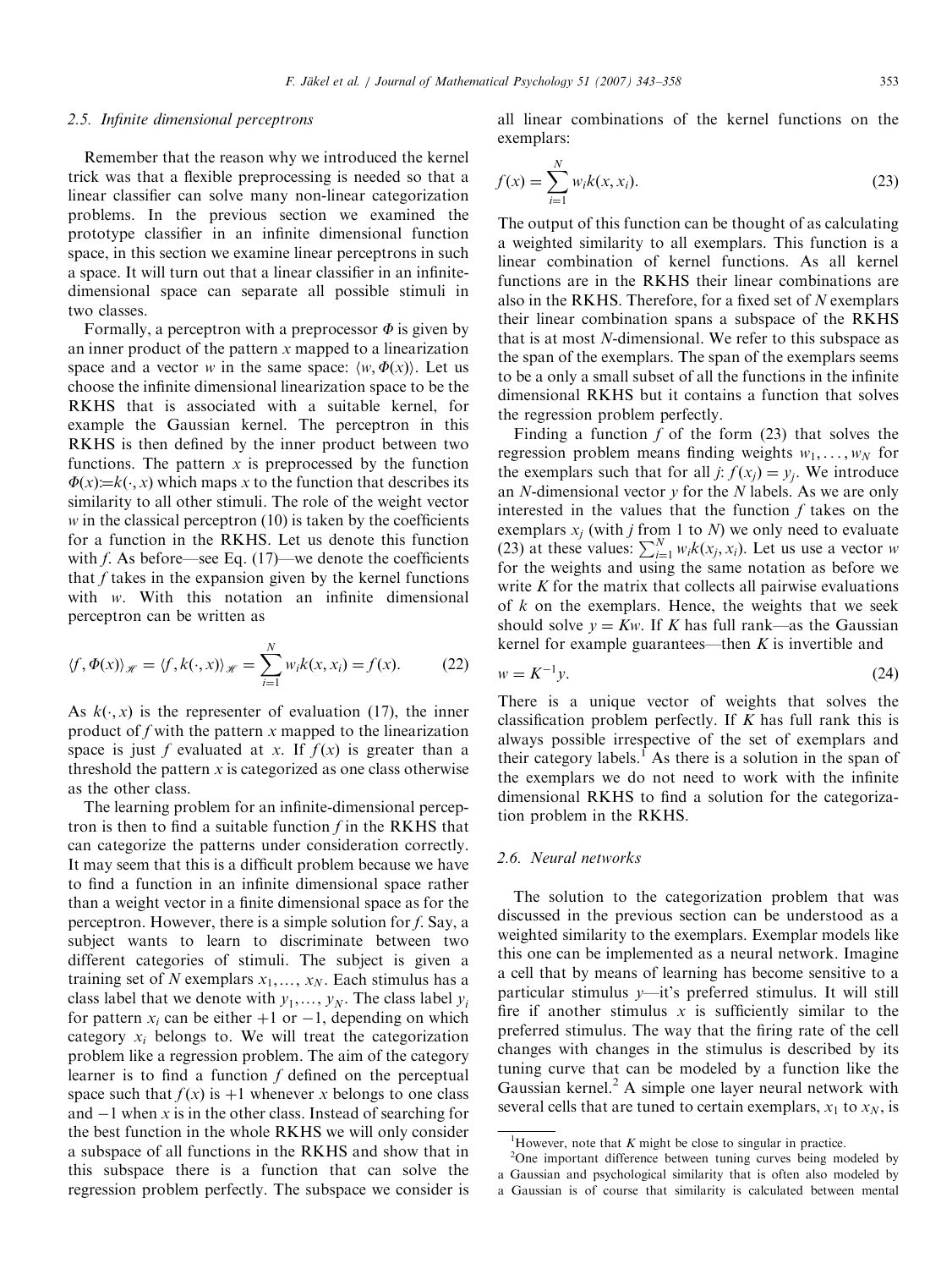### 2.5. Infinite dimensional perceptrons

Remember that the reason why we introduced the kernel trick was that a flexible preprocessing is needed so that a linear classifier can solve many non-linear categorization problems. In the previous section we examined the prototype classifier in an infinite dimensional function space, in this section we examine linear perceptrons in such a space. It will turn out that a linear classifier in an infinite-dimensional space can separate all possible stimuli in two classes.

Formally, a perceptron with a preprocessor $\Phi$ is given by an inner product of the pattern $x$ mapped to a linearization space and a vector $w$ in the same space: $\langle w, \Phi(x) \rangle$. Let us choose the infinite dimensional linearization space to be the RKHS that is associated with a suitable kernel, for example the Gaussian kernel. The perceptron in this RKHS is then defined by the inner product between two functions. The pattern $x$ is preprocessed by the function $\Phi(x) := k(\cdot, x)$ which maps $x$ to the function that describes its similarity to all other stimuli. The role of the weight vector $w$ in the classical perceptron (10) is taken by the coefficients for a function in the RKHS. Let us denote this function with $f$. As before—see Eq. (17)—we denote the coefficients that $f$ takes in the expansion given by the kernel functions with $w$. With this notation an infinite dimensional perceptron can be written as

$$\langle f, \Phi(x) \rangle_{\mathscr{H}} = \langle f, k(\cdot, x) \rangle_{\mathscr{H}} = \sum_{i=1}^{N} w_i k(x, x_i) = f(x). \tag{22}$$

As $k(\cdot, x)$ is the representer of evaluation (17), the inner product of $f$ with the pattern $x$ mapped to the linearization space is just $f$ evaluated at $x$. If $f(x)$ is greater than a threshold the pattern $x$ is categorized as one class otherwise as the other class.

The learning problem for an infinite-dimensional perceptron is then to find a suitable function $f$ in the RKHS that can categorize the patterns under consideration correctly. It may seem that this is a difficult problem because we have to find a function in an infinite dimensional space rather than a weight vector in a finite dimensional space as for the perceptron. However, there is a simple solution for $f$. Say, a subject wants to learn to discriminate between two different categories of stimuli. The subject is given a training set of $N$ exemplars $x_1, \ldots, x_N$. Each stimulus has a class label that we denote with $y_1, \ldots, y_N$. The class label $y_i$ for pattern $x_i$ can be either $+1$ or $-1$, depending on which category $x_i$ belongs to. We will treat the categorization problem like a regression problem. The aim of the category learner is to find a function $f$ defined on the perceptual space such that $f(x)$ is $+1$ whenever $x$ belongs to one class and $-1$ when $x$ is in the other class. Instead of searching for the best function in the whole RKHS we will only consider a subspace of all functions in the RKHS and show that in this subspace there is a function that can solve the regression problem perfectly. The subspace we consider is all linear combinations of the kernel functions on the exemplars:

$$f(x) = \sum_{i=1}^{N} w_i k(x, x_i). \tag{23}$$

The output of this function can be thought of as calculating a weighted similarity to all exemplars. This function is a linear combination of kernel functions. As all kernel functions are in the RKHS their linear combinations are also in the RKHS. Therefore, for a fixed set of $N$ exemplars their linear combination spans a subspace of the RKHS that is at most $N$-dimensional. We refer to this subspace as the span of the exemplars. The span of the exemplars seems to be a only a small subset of all the functions in the infinite dimensional RKHS but it contains a function that solves the regression problem perfectly.

Finding a function $f$ of the form (23) that solves the regression problem means finding weights $w_1, \ldots, w_N$ for the exemplars such that for all $j$: $f(x_j) = y_j$. We introduce an $N$-dimensional vector $y$ for the $N$ labels. As we are only interested in the values that the function $f$ takes on the exemplars $x_j$ (with $j$ from 1 to $N$) we only need to evaluate (23) at these values: $\sum_{i=1}^{N} w_i k(x_j, x_i)$. Let us use a vector $w$ for the weights and using the same notation as before we write $K$ for the matrix that collects all pairwise evaluations of $k$ on the exemplars. Hence, the weights that we seek should solve $y = Kw$. If $K$ has full rank—as the Gaussian kernel for example guarantees—then $K$ is invertible and

$$w = K^{-1} y. \tag{24}$$

There is a unique vector of weights that solves the classification problem perfectly. If $K$ has full rank this is always possible irrespective of the set of exemplars and their category labels.[1] As there is a solution in the span of the exemplars we do not need to work with the infinite dimensional RKHS to find a solution for the categorization problem in the RKHS.

### 2.6. Neural networks

The solution to the categorization problem that was discussed in the previous section can be understood as a weighted similarity to the exemplars. Exemplar models like this one can be implemented as a neural network. Imagine a cell that by means of learning has become sensitive to a particular stimulus $y$—it's preferred stimulus. It will still fire if another stimulus $x$ is sufficiently similar to the preferred stimulus. The way that the firing rate of the cell changes with changes in the stimulus is described by its tuning curve that can be modeled by a function like the Gaussian kernel.[2] A simple one layer neural network with several cells that are tuned to certain exemplars, $x_1$ to $x_N$, is

[1] However, note that $K$ might be close to singular in practice.

[2] One important difference between tuning curves being modeled by a Gaussian and psychological similarity that is often also modeled by a Gaussian is of course that similarity is calculated between mental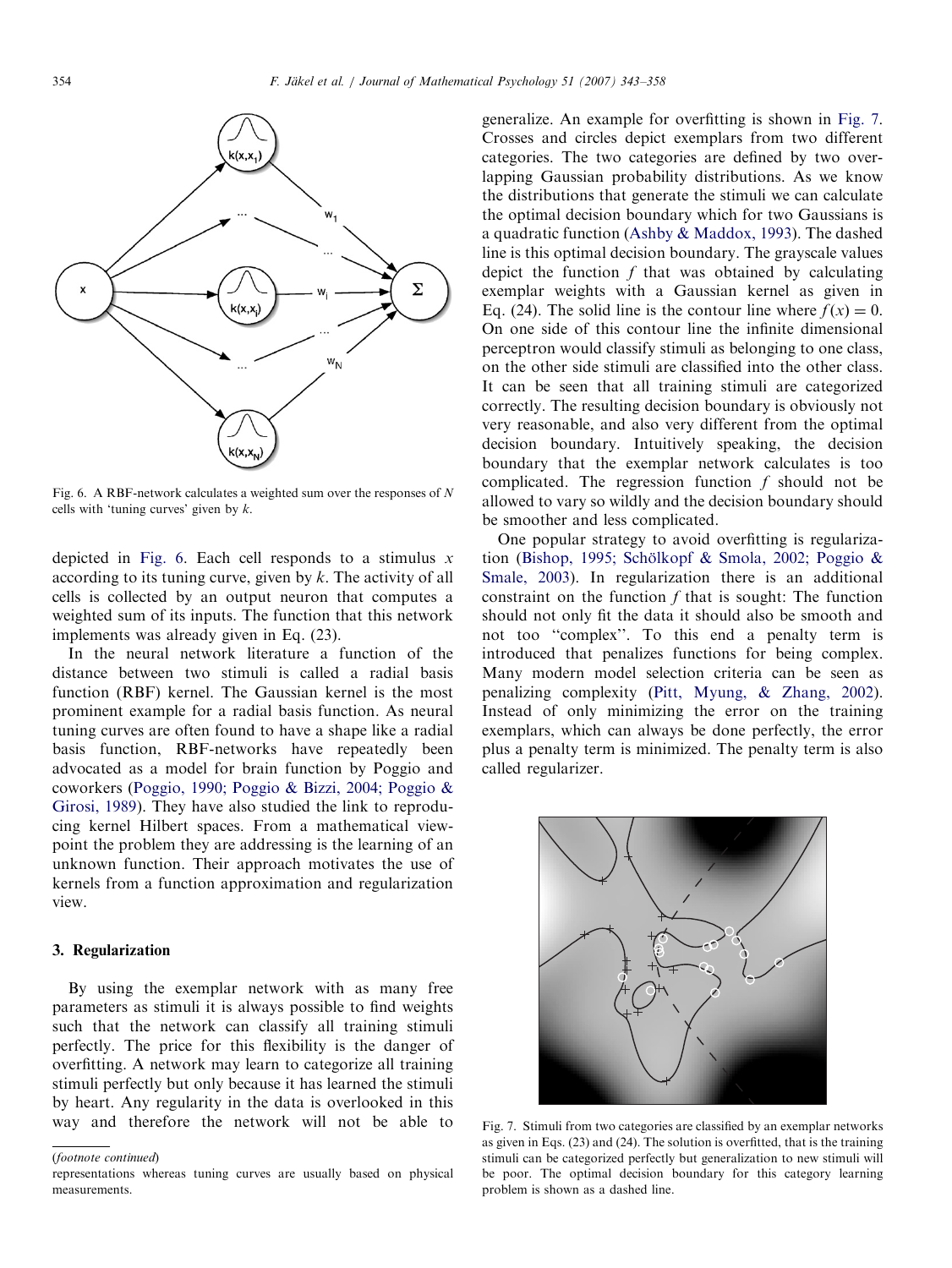Fig. 6. A RBF-network calculates a weighted sum over the responses of $N$ cells with 'tuning curves' given by $k$.

depicted in Fig. 6. Each cell responds to a stimulus $x$ according to its tuning curve, given by $k$. The activity of all cells is collected by an output neuron that computes a weighted sum of its inputs. The function that this network implements was already given in Eq. (23).

In the neural network literature a function of the distance between two stimuli is called a radial basis function (RBF) kernel. The Gaussian kernel is the most prominent example for a radial basis function. As neural tuning curves are often found to have a shape like a radial basis function, RBF-networks have repeatedly been advocated as a model for brain function by Poggio and coworkers (Poggio, 1990; Poggio & Bizzi, 2004; Poggio & Girosi, 1989). They have also studied the link to reproducing kernel Hilbert spaces. From a mathematical viewpoint the problem they are addressing is the learning of an unknown function. Their approach motivates the use of kernels from a function approximation and regularization view.

### 3. Regularization

By using the exemplar network with as many free parameters as stimuli it is always possible to find weights such that the network can classify all training stimuli perfectly. The price for this flexibility is the danger of overfitting. A network may learn to categorize all training stimuli perfectly but only because it has learned the stimuli by heart. Any regularity in the data is overlooked in this way and therefore the network will not be able to generalize. An example for overfitting is shown in Fig. 7. Crosses and circles depict exemplars from two different categories. The two categories are defined by two overlapping Gaussian probability distributions. As we know the distributions that generate the stimuli we can calculate the optimal decision boundary which for two Gaussians is a quadratic function (Ashby & Maddox, 1993). The dashed line is this optimal decision boundary. The grayscale values depict the function $f$ that was obtained by calculating exemplar weights with a Gaussian kernel as given in Eq. (24). The solid line is the contour line where $f(x) = 0$. On one side of this contour line the infinite dimensional perceptron would classify stimuli as belonging to one class, on the other side stimuli are classified into the other class. It can be seen that all training stimuli are categorized correctly. The resulting decision boundary is obviously not very reasonable, and also very different from the optimal decision boundary. Intuitively speaking, the decision boundary that the exemplar network calculates is too complicated. The regression function $f$ should not be allowed to vary so wildly and the decision boundary should be smoother and less complicated.

One popular strategy to avoid overfitting is regularization (Bishop, 1995; Schölkopf & Smola, 2002; Poggio & Smale, 2003). In regularization there is an additional constraint on the function $f$ that is sought: The function should not only fit the data it should also be smooth and not too "complex". To this end a penalty term is introduced that penalizes functions for being complex. Many modern model selection criteria can be seen as penalizing complexity (Pitt, Myung, & Zhang, 2002). Instead of only minimizing the error on the training exemplars, which can always be done perfectly, the error plus a penalty term is minimized. The penalty term is also called regularizer.

Fig. 7. Stimuli from two categories are classified by an exemplar networks as given in Eqs. (23) and (24). The solution is overfitted, that is the training stimuli can be categorized perfectly but generalization to new stimuli will be poor. The optimal decision boundary for this category learning problem is shown as a dashed line.

(footnote continued)
representations whereas tuning curves are usually based on physical measurements.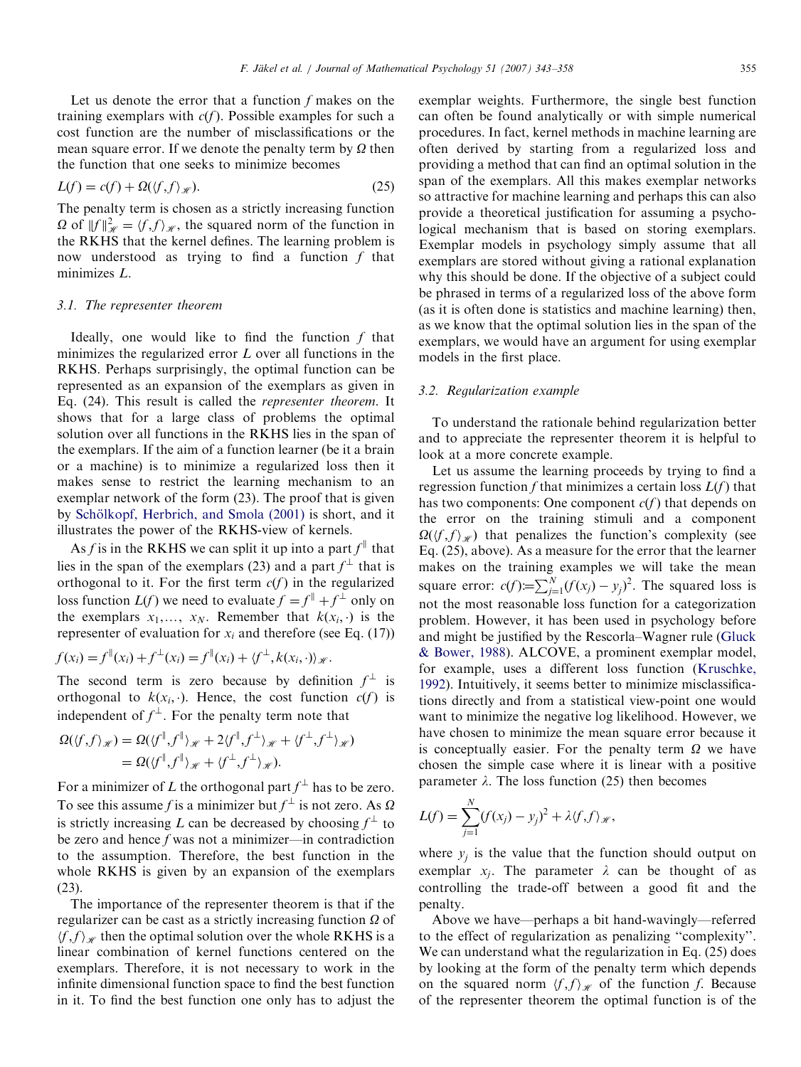Let us denote the error that a function $f$ makes on the training exemplars with $c(f)$. Possible examples for such a cost function are the number of misclassifications or the mean square error. If we denote the penalty term by $\Omega$ then the function that one seeks to minimize becomes

$$L(f) = c(f) + \Omega(\langle f, f\rangle_{\mathscr{H}}). \tag{25}$$

The penalty term is chosen as a strictly increasing function $\Omega$ of $\|f\|^2_{\mathscr{H}} = \langle f, f\rangle_{\mathscr{H}}$, the squared norm of the function in the RKHS that the kernel defines. The learning problem is now understood as trying to find a function $f$ that minimizes $L$.

### 3.1. The representer theorem

Ideally, one would like to find the function $f$ that minimizes the regularized error $L$ over all functions in the RKHS. Perhaps surprisingly, the optimal function can be represented as an expansion of the exemplars as given in Eq. (24). This result is called the *representer theorem*. It shows that for a large class of problems the optimal solution over all functions in the RKHS lies in the span of the exemplars. If the aim of a function learner (be it a brain or a machine) is to minimize a regularized loss then it makes sense to restrict the learning mechanism to an exemplar network of the form (23). The proof that is given by Schölkopf, Herbrich, and Smola (2001) is short, and it illustrates the power of the RKHS-view of kernels.

As $f$ is in the RKHS we can split it up into a part $f^{\parallel}$ that lies in the span of the exemplars (23) and a part $f^{\perp}$ that is orthogonal to it. For the first term $c(f)$ in the regularized loss function $L(f)$ we need to evaluate $f = f^{\parallel} + f^{\perp}$ only on the exemplars $x_1, \ldots, x_N$. Remember that $k(x_i, \cdot)$ is the representer of evaluation for $x_i$ and therefore (see Eq. (17))

$$f(x_i) = f^{\parallel}(x_i) + f^{\perp}(x_i) = f^{\parallel}(x_i) + \langle f^{\perp}, k(x_i, \cdot)\rangle_{\mathscr{H}}.$$

The second term is zero because by definition $f^{\perp}$ is orthogonal to $k(x_i, \cdot)$. Hence, the cost function $c(f)$ is independent of $f^{\perp}$. For the penalty term note that

$$\begin{aligned}\Omega(\langle f, f\rangle_{\mathscr{H}}) &= \Omega(\langle f^{\parallel}, f^{\parallel}\rangle_{\mathscr{H}} + 2\langle f^{\parallel}, f^{\perp}\rangle_{\mathscr{H}} + \langle f^{\perp}, f^{\perp}\rangle_{\mathscr{H}}) \\ &= \Omega(\langle f^{\parallel}, f^{\parallel}\rangle_{\mathscr{H}} + \langle f^{\perp}, f^{\perp}\rangle_{\mathscr{H}}).\end{aligned}$$

For a minimizer of $L$ the orthogonal part $f^{\perp}$ has to be zero. To see this assume $f$ is a minimizer but $f^{\perp}$ is not zero. As $\Omega$ is strictly increasing $L$ can be decreased by choosing $f^{\perp}$ to be zero and hence $f$ was not a minimizer—in contradiction to the assumption. Therefore, the best function in the whole RKHS is given by an expansion of the exemplars (23).

The importance of the representer theorem is that if the regularizer can be cast as a strictly increasing function $\Omega$ of $\langle f, f\rangle_{\mathscr{H}}$ then the optimal solution over the whole RKHS is a linear combination of kernel functions centered on the exemplars. Therefore, it is not necessary to work in the infinite dimensional function space to find the best function in it. To find the best function one only has to adjust the exemplar weights. Furthermore, the single best function can often be found analytically or with simple numerical procedures. In fact, kernel methods in machine learning are often derived by starting from a regularized loss and providing a method that can find an optimal solution in the span of the exemplars. All this makes exemplar networks so attractive for machine learning and perhaps this can also provide a theoretical justification for assuming a psychological mechanism that is based on storing exemplars. Exemplar models in psychology simply assume that all exemplars are stored without giving a rational explanation why this should be done. If the objective of a subject could be phrased in terms of a regularized loss of the above form (as it is often done is statistics and machine learning) then, as we know that the optimal solution lies in the span of the exemplars, we would have an argument for using exemplar models in the first place.

### 3.2. Regularization example

To understand the rationale behind regularization better and to appreciate the representer theorem it is helpful to look at a more concrete example.

Let us assume the learning proceeds by trying to find a regression function $f$ that minimizes a certain loss $L(f)$ that has two components: One component $c(f)$ that depends on the error on the training stimuli and a component $\Omega(\langle f, f\rangle_{\mathscr{H}})$ that penalizes the function's complexity (see Eq. (25), above). As a measure for the error that the learner makes on the training examples we will take the mean square error: $c(f) := \sum_{j=1}^{N}(f(x_j) - y_j)^2$. The squared loss is not the most reasonable loss function for a categorization problem. However, it has been used in psychology before and might be justified by the Rescorla–Wagner rule (Gluck & Bower, 1988). ALCOVE, a prominent exemplar model, for example, uses a different loss function (Kruschke, 1992). Intuitively, it seems better to minimize misclassifications directly and from a statistical view-point one would want to minimize the negative log likelihood. However, we have chosen to minimize the mean square error because it is conceptually easier. For the penalty term $\Omega$ we have chosen the simple case where it is linear with a positive parameter $\lambda$. The loss function (25) then becomes

$$L(f) = \sum_{j=1}^{N}(f(x_j) - y_j)^2 + \lambda\langle f, f\rangle_{\mathscr{H}},$$

where $y_j$ is the value that the function should output on exemplar $x_j$. The parameter $\lambda$ can be thought of as controlling the trade-off between a good fit and the penalty.

Above we have—perhaps a bit hand-wavingly—referred to the effect of regularization as penalizing "complexity". We can understand what the regularization in Eq. (25) does by looking at the form of the penalty term which depends on the squared norm $\langle f, f\rangle_{\mathscr{H}}$ of the function $f$. Because of the representer theorem the optimal function is of the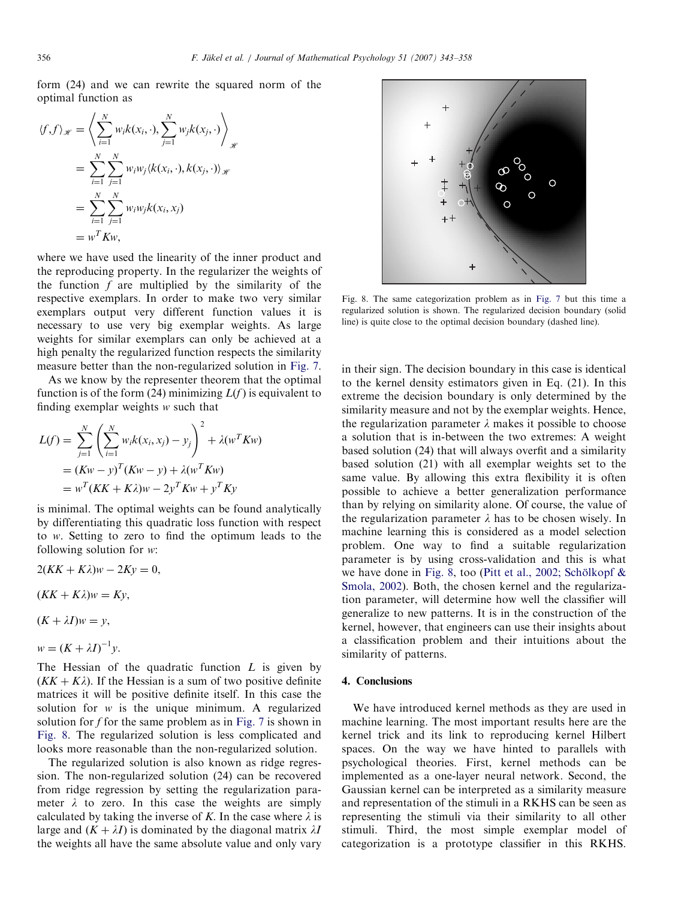form (24) and we can rewrite the squared norm of the optimal function as

$$
\begin{aligned}
\langle f, f\rangle_{\mathscr{H}} &= \left\langle \sum_{i=1}^{N} w_i k(x_i, \cdot), \sum_{j=1}^{N} w_j k(x_j, \cdot) \right\rangle_{\mathscr{H}} \\
&= \sum_{i=1}^{N}\sum_{j=1}^{N} w_i w_j \langle k(x_i, \cdot), k(x_j, \cdot)\rangle_{\mathscr{H}} \\
&= \sum_{i=1}^{N}\sum_{j=1}^{N} w_i w_j k(x_i, x_j) \\
&= w^T K w,
\end{aligned}
$$

where we have used the linearity of the inner product and the reproducing property. In the regularizer the weights of the function $f$ are multiplied by the similarity of the respective exemplars. In order to make two very similar exemplars output very different function values it is necessary to use very big exemplar weights. As large weights for similar exemplars can only be achieved at a high penalty the regularized function respects the similarity measure better than the non-regularized solution in Fig. 7.

As we know by the representer theorem that the optimal function is of the form (24) minimizing $L(f)$ is equivalent to finding exemplar weights $w$ such that

$$
\begin{aligned}
L(f) &= \sum_{j=1}^{N} \left( \sum_{i=1}^{N} w_i k(x_i, x_j) - y_j \right)^2 + \lambda (w^T K w) \\
&= (Kw - y)^T (Kw - y) + \lambda (w^T K w) \\
&= w^T (KK + K\lambda) w - 2y^T K w + y^T K y
\end{aligned}
$$

is minimal. The optimal weights can be found analytically by differentiating this quadratic loss function with respect to $w$. Setting to zero to find the optimum leads to the following solution for $w$:

$$2(KK + K\lambda)w - 2Ky = 0,$$

$$(KK + K\lambda)w = Ky,$$

$$(K + \lambda I)w = y,$$

$$w = (K + \lambda I)^{-1} y.$$

The Hessian of the quadratic function $L$ is given by $(KK + K\lambda)$. If the Hessian is a sum of two positive definite matrices it will be positive definite itself. In this case the solution for $w$ is the unique minimum. A regularized solution for $f$ for the same problem as in Fig. 7 is shown in Fig. 8. The regularized solution is less complicated and looks more reasonable than the non-regularized solution.

The regularized solution is also known as ridge regression. The non-regularized solution (24) can be recovered from ridge regression by setting the regularization parameter $\lambda$ to zero. In this case the weights are simply calculated by taking the inverse of $K$. In the case where $\lambda$ is large and $(K + \lambda I)$ is dominated by the diagonal matrix $\lambda I$ the weights all have the same absolute value and only vary in their sign. The decision boundary in this case is identical to the kernel density estimators given in Eq. (21). In this extreme the decision boundary is only determined by the similarity measure and not by the exemplar weights. Hence, the regularization parameter $\lambda$ makes it possible to choose a solution that is in-between the two extremes: A weight based solution (24) that will always overfit and a similarity based solution (21) with all exemplar weights set to the same value. By allowing this extra flexibility it is often possible to achieve a better generalization performance than by relying on similarity alone. Of course, the value of the regularization parameter $\lambda$ has to be chosen wisely. In machine learning this is considered as a model selection problem. One way to find a suitable regularization parameter is by using cross-validation and this is what we have done in Fig. 8, too (Pitt et al., 2002; Schölkopf & Smola, 2002). Both, the chosen kernel and the regularization parameter, will determine how well the classifier will generalize to new patterns. It is in the construction of the kernel, however, that engineers can use their insights about a classification problem and their intuitions about the similarity of patterns.

Fig. 8. The same categorization problem as in Fig. 7 but this time a regularized solution is shown. The regularized decision boundary (solid line) is quite close to the optimal decision boundary (dashed line).

## 4. Conclusions

We have introduced kernel methods as they are used in machine learning. The most important results here are the kernel trick and its link to reproducing kernel Hilbert spaces. On the way we have hinted to parallels with psychological theories. First, kernel methods can be implemented as a one-layer neural network. Second, the Gaussian kernel can be interpreted as a similarity measure and representation of the stimuli in a RKHS can be seen as representing the stimuli via their similarity to all other stimuli. Third, the most simple exemplar model of categorization is a prototype classifier in this RKHS.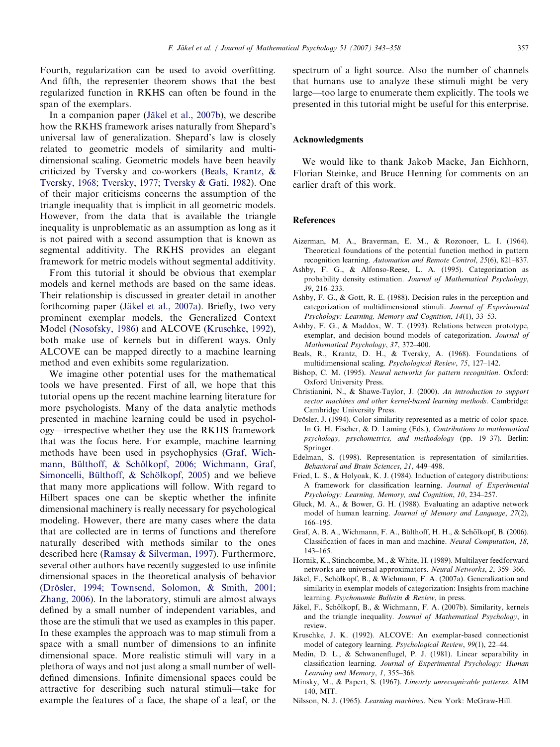Fourth, regularization can be used to avoid overfitting. And fifth, the representer theorem shows that the best regularized function in RKHS can often be found in the span of the exemplars.

In a companion paper (Jäkel et al., 2007b), we describe how the RKHS framework arises naturally from Shepard's universal law of generalization. Shepard's law is closely related to geometric models of similarity and multidimensional scaling. Geometric models have been heavily criticized by Tversky and co-workers (Beals, Krantz, & Tversky, 1968; Tversky, 1977; Tversky & Gati, 1982). One of their major criticisms concerns the assumption of the triangle inequality that is implicit in all geometric models. However, from the data that is available the triangle inequality is unproblematic as an assumption as long as it is not paired with a second assumption that is known as segmental additivity. The RKHS provides an elegant framework for metric models without segmental additivity.

From this tutorial it should be obvious that exemplar models and kernel methods are based on the same ideas. Their relationship is discussed in greater detail in another forthcoming paper (Jäkel et al., 2007a). Briefly, two very prominent exemplar models, the Generalized Context Model (Nosofsky, 1986) and ALCOVE (Kruschke, 1992), both make use of kernels but in different ways. Only ALCOVE can be mapped directly to a machine learning method and even exhibits some regularization.

We imagine other potential uses for the mathematical tools we have presented. First of all, we hope that this tutorial opens up the recent machine learning literature for more psychologists. Many of the data analytic methods presented in machine learning could be used in psychology—irrespective whether they use the RKHS framework that was the focus here. For example, machine learning methods have been used in psychophysics (Graf, Wichmann, Bülthoff, & Schölkopf, 2006; Wichmann, Graf, Simoncelli, Bülthoff, & Schölkopf, 2005) and we believe that many more applications will follow. With regard to Hilbert spaces one can be skeptic whether the infinite dimensional machinery is really necessary for psychological modeling. However, there are many cases where the data that are collected are in terms of functions and therefore naturally described with methods similar to the ones described here (Ramsay & Silverman, 1997). Furthermore, several other authors have recently suggested to use infinite dimensional spaces in the theoretical analysis of behavior (Drösler, 1994; Townsend, Solomon, & Smith, 2001; Zhang, 2006). In the laboratory, stimuli are almost always defined by a small number of independent variables, and those are the stimuli that we used as examples in this paper. In these examples the approach was to map stimuli from a space with a small number of dimensions to an infinite dimensional space. More realistic stimuli will vary in a plethora of ways and not just along a small number of well-defined dimensions. Infinite dimensional spaces could be attractive for describing such natural stimuli—take for example the features of a face, the shape of a leaf, or the spectrum of a light source. Also the number of channels that humans use to analyze these stimuli might be very large—too large to enumerate them explicitly. The tools we presented in this tutorial might be useful for this enterprise.

## Acknowledgments

We would like to thank Jakob Macke, Jan Eichhorn, Florian Steinke, and Bruce Henning for comments on an earlier draft of this work.

## References

Aizerman, M. A., Braverman, E. M., & Rozonoer, L. I. (1964). Theoretical foundations of the potential function method in pattern recognition learning. *Automation and Remote Control*, *25*(6), 821–837.

Ashby, F. G., & Alfonso-Reese, L. A. (1995). Categorization as probability density estimation. *Journal of Mathematical Psychology*, *39*, 216–233.

Ashby, F. G., & Gott, R. E. (1988). Decision rules in the perception and categorization of multidimensional stimuli. *Journal of Experimental Psychology: Learning, Memory and Cognition*, *14*(1), 33–53.

Ashby, F. G., & Maddox, W. T. (1993). Relations between prototype, exemplar, and decision bound models of categorization. *Journal of Mathematical Psychology*, *37*, 372–400.

Beals, R., Krantz, D. H., & Tversky, A. (1968). Foundations of multidimensional scaling. *Psychological Review*, *75*, 127–142.

Bishop, C. M. (1995). *Neural networks for pattern recognition*. Oxford: Oxford University Press.

Christianini, N., & Shawe-Taylor, J. (2000). *An introduction to support vector machines and other kernel-based learning methods*. Cambridge: Cambridge University Press.

Drösler, J. (1994). Color similarity represented as a metric of color space. In G. H. Fischer, & D. Laming (Eds.), *Contributions to mathematical psychology, psychometrics, and methodology* (pp. 19–37). Berlin: Springer.

Edelman, S. (1998). Representation is representation of similarities. *Behavioral and Brain Sciences*, *21*, 449–498.

Fried, L. S., & Holyoak, K. J. (1984). Induction of category distributions: A framework for classification learning. *Journal of Experimental Psychology: Learning, Memory, and Cognition*, *10*, 234–257.

Gluck, M. A., & Bower, G. H. (1988). Evaluating an adaptive network model of human learning. *Journal of Memory and Language*, *27*(2), 166–195.

Graf, A. B. A., Wichmann, F. A., Bülthoff, H. H., & Schölkopf, B. (2006). Classification of faces in man and machine. *Neural Computation*, *18*, 143–165.

Hornik, K., Stinchcombe, M., & White, H. (1989). Multilayer feedforward networks are universal approximators. *Neural Networks*, *2*, 359–366.

Jäkel, F., Schölkopf, B., & Wichmann, F. A. (2007a). Generalization and similarity in exemplar models of categorization: Insights from machine learning. *Psychonomic Bulletin & Review*, in press.

Jäkel, F., Schölkopf, B., & Wichmann, F. A. (2007b). Similarity, kernels and the triangle inequality. *Journal of Mathematical Psychology*, in review.

Kruschke, J. K. (1992). ALCOVE: An exemplar-based connectionist model of category learning. *Psychological Review*, *99*(1), 22–44.

Medin, D. L., & Schwanenflugel, P. J. (1981). Linear separability in classification learning. *Journal of Experimental Psychology: Human Learning and Memory*, *1*, 355–368.

Minsky, M., & Papert, S. (1967). *Linearly unrecognizable patterns*. AIM 140, MIT.

Nilsson, N. J. (1965). *Learning machines*. New York: McGraw-Hill.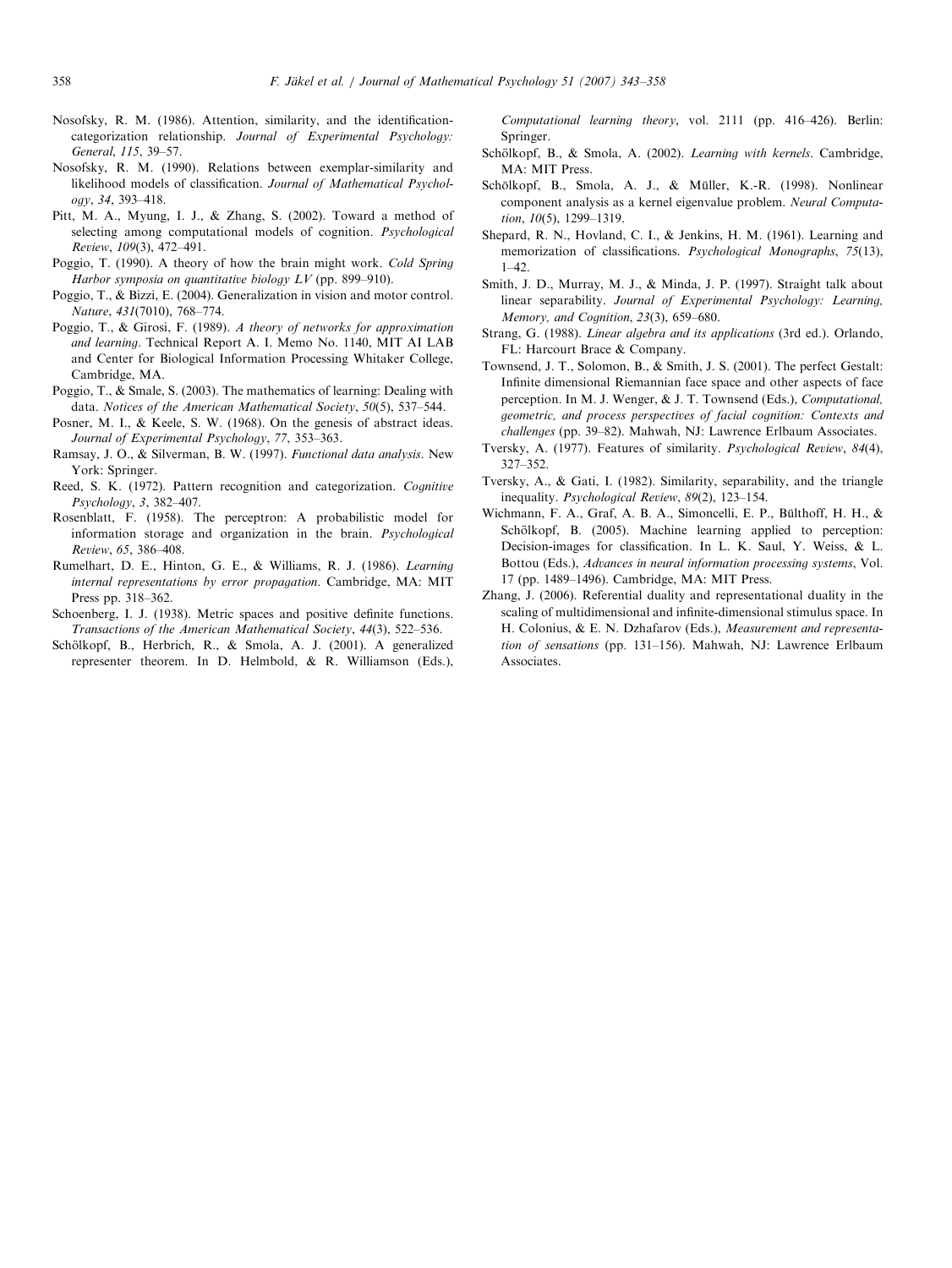Nosofsky, R. M. (1986). Attention, similarity, and the identification-categorization relationship. *Journal of Experimental Psychology: General*, *115*, 39–57.

Nosofsky, R. M. (1990). Relations between exemplar-similarity and likelihood models of classification. *Journal of Mathematical Psychology*, *34*, 393–418.

Pitt, M. A., Myung, I. J., & Zhang, S. (2002). Toward a method of selecting among computational models of cognition. *Psychological Review*, *109*(3), 472–491.

Poggio, T. (1990). A theory of how the brain might work. *Cold Spring Harbor symposia on quantitative biology LV* (pp. 899–910).

Poggio, T., & Bizzi, E. (2004). Generalization in vision and motor control. *Nature*, *431*(7010), 768–774.

Poggio, T., & Girosi, F. (1989). *A theory of networks for approximation and learning*. Technical Report A. I. Memo No. 1140, MIT AI LAB and Center for Biological Information Processing Whitaker College, Cambridge, MA.

Poggio, T., & Smale, S. (2003). The mathematics of learning: Dealing with data. *Notices of the American Mathematical Society*, *50*(5), 537–544.

Posner, M. I., & Keele, S. W. (1968). On the genesis of abstract ideas. *Journal of Experimental Psychology*, *77*, 353–363.

Ramsay, J. O., & Silverman, B. W. (1997). *Functional data analysis*. New York: Springer.

Reed, S. K. (1972). Pattern recognition and categorization. *Cognitive Psychology*, *3*, 382–407.

Rosenblatt, F. (1958). The perceptron: A probabilistic model for information storage and organization in the brain. *Psychological Review*, *65*, 386–408.

Rumelhart, D. E., Hinton, G. E., & Williams, R. J. (1986). *Learning internal representations by error propagation*. Cambridge, MA: MIT Press pp. 318–362.

Schoenberg, I. J. (1938). Metric spaces and positive definite functions. *Transactions of the American Mathematical Society*, *44*(3), 522–536.

Schölkopf, B., Herbrich, R., & Smola, A. J. (2001). A generalized representer theorem. In D. Helmbold, & R. Williamson (Eds.), *Computational learning theory*, vol. 2111 (pp. 416–426). Berlin: Springer.

Schölkopf, B., & Smola, A. (2002). *Learning with kernels*. Cambridge, MA: MIT Press.

Schölkopf, B., Smola, A. J., & Müller, K.-R. (1998). Nonlinear component analysis as a kernel eigenvalue problem. *Neural Computation*, *10*(5), 1299–1319.

Shepard, R. N., Hovland, C. I., & Jenkins, H. M. (1961). Learning and memorization of classifications. *Psychological Monographs*, *75*(13), 1–42.

Smith, J. D., Murray, M. J., & Minda, J. P. (1997). Straight talk about linear separability. *Journal of Experimental Psychology: Learning, Memory, and Cognition*, *23*(3), 659–680.

Strang, G. (1988). *Linear algebra and its applications* (3rd ed.). Orlando, FL: Harcourt Brace & Company.

Townsend, J. T., Solomon, B., & Smith, J. S. (2001). The perfect Gestalt: Infinite dimensional Riemannian face space and other aspects of face perception. In M. J. Wenger, & J. T. Townsend (Eds.), *Computational, geometric, and process perspectives of facial cognition: Contexts and challenges* (pp. 39–82). Mahwah, NJ: Lawrence Erlbaum Associates.

Tversky, A. (1977). Features of similarity. *Psychological Review*, *84*(4), 327–352.

Tversky, A., & Gati, I. (1982). Similarity, separability, and the triangle inequality. *Psychological Review*, *89*(2), 123–154.

Wichmann, F. A., Graf, A. B. A., Simoncelli, E. P., Bülthoff, H. H., & Schölkopf, B. (2005). Machine learning applied to perception: Decision-images for classification. In L. K. Saul, Y. Weiss, & L. Bottou (Eds.), *Advances in neural information processing systems*, Vol. 17 (pp. 1489–1496). Cambridge, MA: MIT Press.

Zhang, J. (2006). Referential duality and representational duality in the scaling of multidimensional and infinite-dimensional stimulus space. In H. Colonius, & E. N. Dzhafarov (Eds.), *Measurement and representation of sensations* (pp. 131–156). Mahwah, NJ: Lawrence Erlbaum Associates.